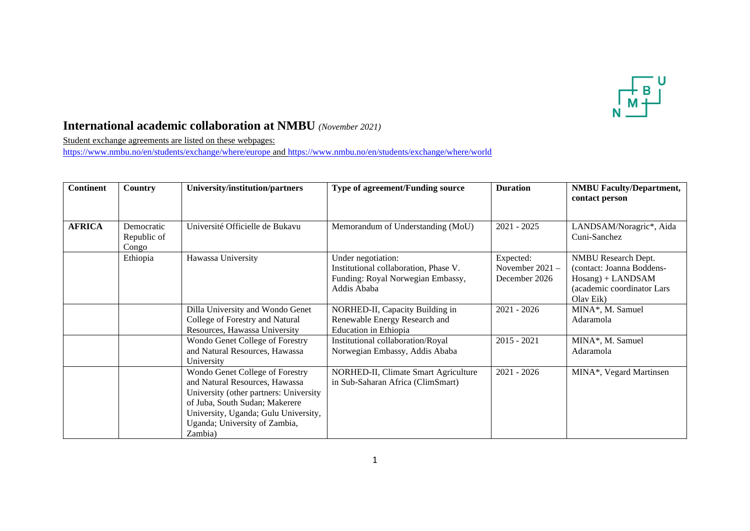# International academic collaboration at NMBU *(November 2021)*

Student exchange agreements are listed on these webpages:
https://www.nmbu.no/en/students/exchange/where/europe and https://www.nmbu.no/en/students/exchange/where/world

| Continent | Country | University/institution/partners | Type of agreement/Funding source | Duration | NMBU Faculty/Department, contact person |
|---|---|---|---|---|---|
| **AFRICA** | Democratic Republic of Congo | Université Officielle de Bukavu | Memorandum of Understanding (MoU) | 2021 - 2025 | LANDSAM/Noragric*, Aida Cuni-Sanchez |
| | Ethiopia | Hawassa University | Under negotiation: Institutional collaboration, Phase V. Funding: Royal Norwegian Embassy, Addis Ababa | Expected: November 2021 – December 2026 | NMBU Research Dept. (contact: Joanna Boddens-Hosang) + LANDSAM (academic coordinator Lars Olav Eik) |
| | | Dilla University and Wondo Genet College of Forestry and Natural Resources, Hawassa University | NORHED-II, Capacity Building in Renewable Energy Research and Education in Ethiopia | 2021 - 2026 | MINA*, M. Samuel Adaramola |
| | | Wondo Genet College of Forestry and Natural Resources, Hawassa University | Institutional collaboration/Royal Norwegian Embassy, Addis Ababa | 2015 - 2021 | MINA*, M. Samuel Adaramola |
| | | Wondo Genet College of Forestry and Natural Resources, Hawassa University (other partners: University of Juba, South Sudan; Makerere University, Uganda; Gulu University, Uganda; University of Zambia, Zambia) | NORHED-II, Climate Smart Agriculture in Sub-Saharan Africa (ClimSmart) | 2021 - 2026 | MINA*, Vegard Martinsen |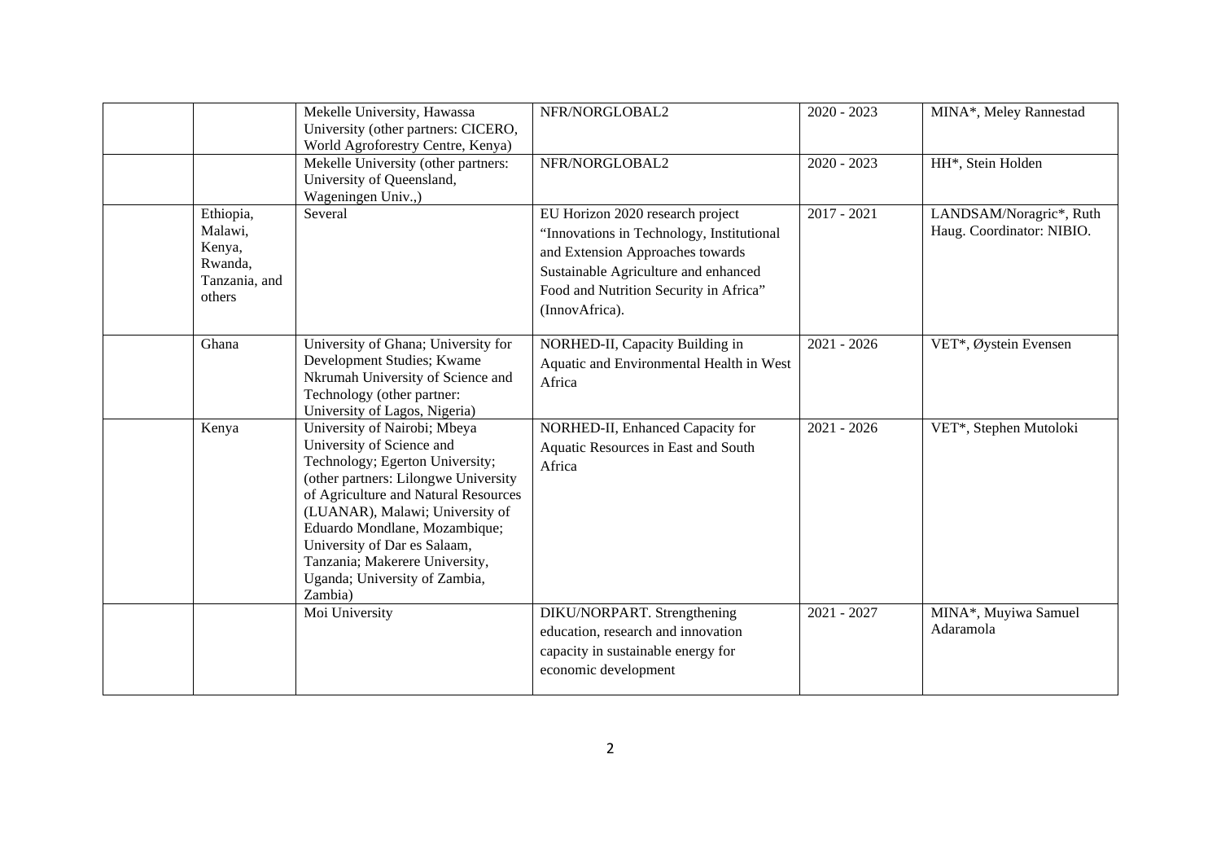| | | | | | |
|---|---|---|---|---|---|
| | | Mekelle University, Hawassa University (other partners: CICERO, World Agroforestry Centre, Kenya) | NFR/NORGLOBAL2 | 2020 - 2023 | MINA*, Meley Rannestad |
| | | Mekelle University (other partners: University of Queensland, Wageningen Univ.,) | NFR/NORGLOBAL2 | 2020 - 2023 | HH*, Stein Holden |
| | Ethiopia, Malawi, Kenya, Rwanda, Tanzania, and others | Several | EU Horizon 2020 research project "Innovations in Technology, Institutional and Extension Approaches towards Sustainable Agriculture and enhanced Food and Nutrition Security in Africa" (InnovAfrica). | 2017 - 2021 | LANDSAM/Noragric*, Ruth Haug. Coordinator: NIBIO. |
| | Ghana | University of Ghana; University for Development Studies; Kwame Nkrumah University of Science and Technology (other partner: University of Lagos, Nigeria) | NORHED-II, Capacity Building in Aquatic and Environmental Health in West Africa | 2021 - 2026 | VET*, Øystein Evensen |
| | Kenya | University of Nairobi; Mbeya University of Science and Technology; Egerton University; (other partners: Lilongwe University of Agriculture and Natural Resources (LUANAR), Malawi; University of Eduardo Mondlane, Mozambique; University of Dar es Salaam, Tanzania; Makerere University, Uganda; University of Zambia, Zambia) | NORHED-II, Enhanced Capacity for Aquatic Resources in East and South Africa | 2021 - 2026 | VET*, Stephen Mutoloki |
| | | Moi University | DIKU/NORPART. Strengthening education, research and innovation capacity in sustainable energy for economic development | 2021 - 2027 | MINA*, Muyiwa Samuel Adaramola |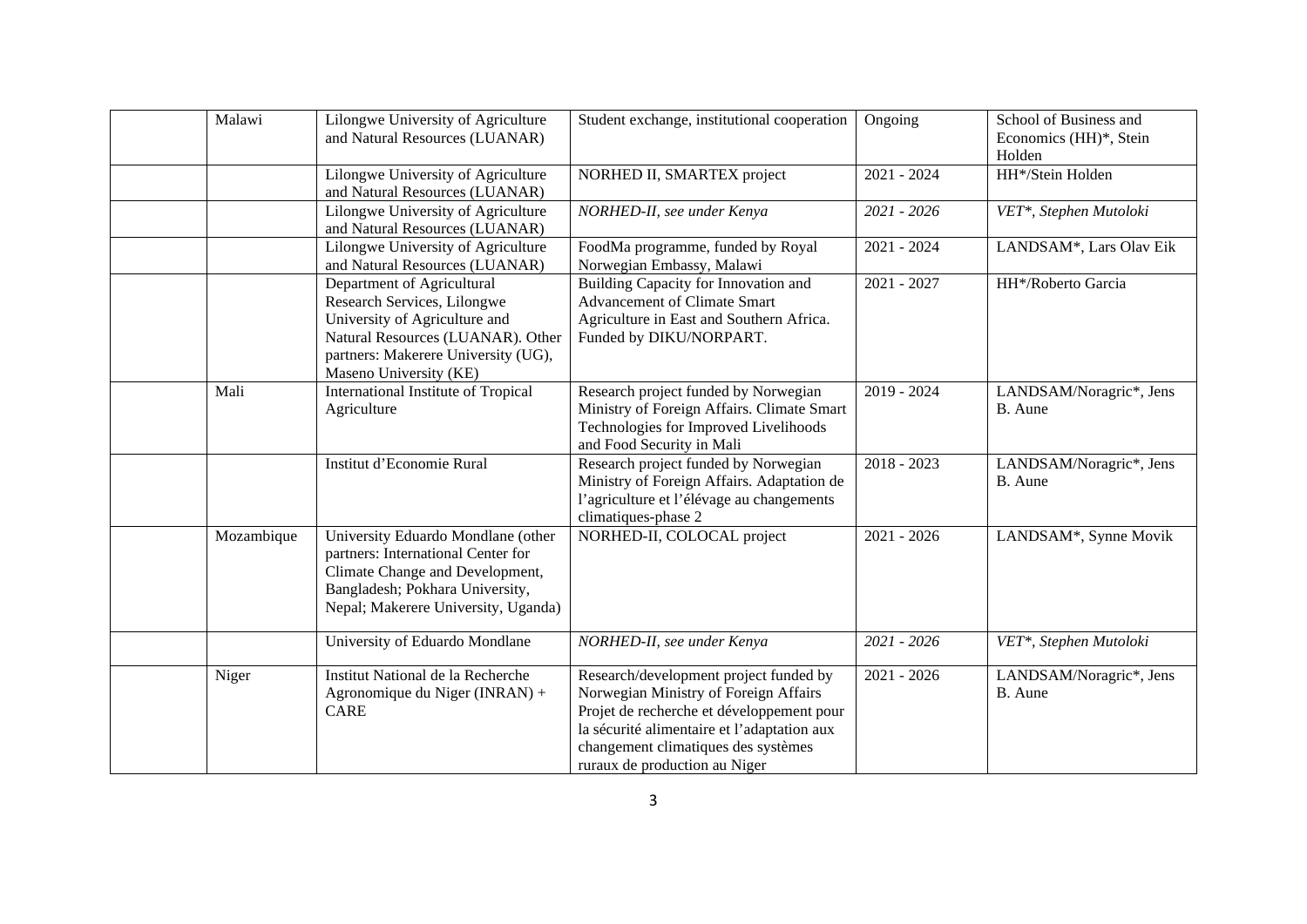|  | Malawi | Lilongwe University of Agriculture and Natural Resources (LUANAR) | Student exchange, institutional cooperation | Ongoing | School of Business and Economics (HH)*, Stein Holden |
|---|---|---|---|---|---|
|  |  | Lilongwe University of Agriculture and Natural Resources (LUANAR) | NORHED II, SMARTEX project | 2021 - 2024 | HH*/Stein Holden |
|  |  | Lilongwe University of Agriculture and Natural Resources (LUANAR) | *NORHED-II, see under Kenya* | *2021 - 2026* | *VET*, Stephen Mutoloki* |
|  |  | Lilongwe University of Agriculture and Natural Resources (LUANAR) | FoodMa programme, funded by Royal Norwegian Embassy, Malawi | 2021 - 2024 | LANDSAM*, Lars Olav Eik |
|  |  | Department of Agricultural Research Services, Lilongwe University of Agriculture and Natural Resources (LUANAR). Other partners: Makerere University (UG), Maseno University (KE) | Building Capacity for Innovation and Advancement of Climate Smart Agriculture in East and Southern Africa. Funded by DIKU/NORPART. | 2021 - 2027 | HH*/Roberto Garcia |
|  | Mali | International Institute of Tropical Agriculture | Research project funded by Norwegian Ministry of Foreign Affairs. Climate Smart Technologies for Improved Livelihoods and Food Security in Mali | 2019 - 2024 | LANDSAM/Noragric*, Jens B. Aune |
|  |  | Institut d'Economie Rural | Research project funded by Norwegian Ministry of Foreign Affairs. Adaptation de l'agriculture et l'élévage au changements climatiques-phase 2 | 2018 - 2023 | LANDSAM/Noragric*, Jens B. Aune |
|  | Mozambique | University Eduardo Mondlane (other partners: International Center for Climate Change and Development, Bangladesh; Pokhara University, Nepal; Makerere University, Uganda) | NORHED-II, COLOCAL project | 2021 - 2026 | LANDSAM*, Synne Movik |
|  |  | University of Eduardo Mondlane | *NORHED-II, see under Kenya* | *2021 - 2026* | *VET*, Stephen Mutoloki* |
|  | Niger | Institut National de la Recherche Agronomique du Niger (INRAN) + CARE | Research/development project funded by Norwegian Ministry of Foreign Affairs Projet de recherche et développement pour la sécurité alimentaire et l'adaptation aux changement climatiques des systèmes ruraux de production au Niger | 2021 - 2026 | LANDSAM/Noragric*, Jens B. Aune |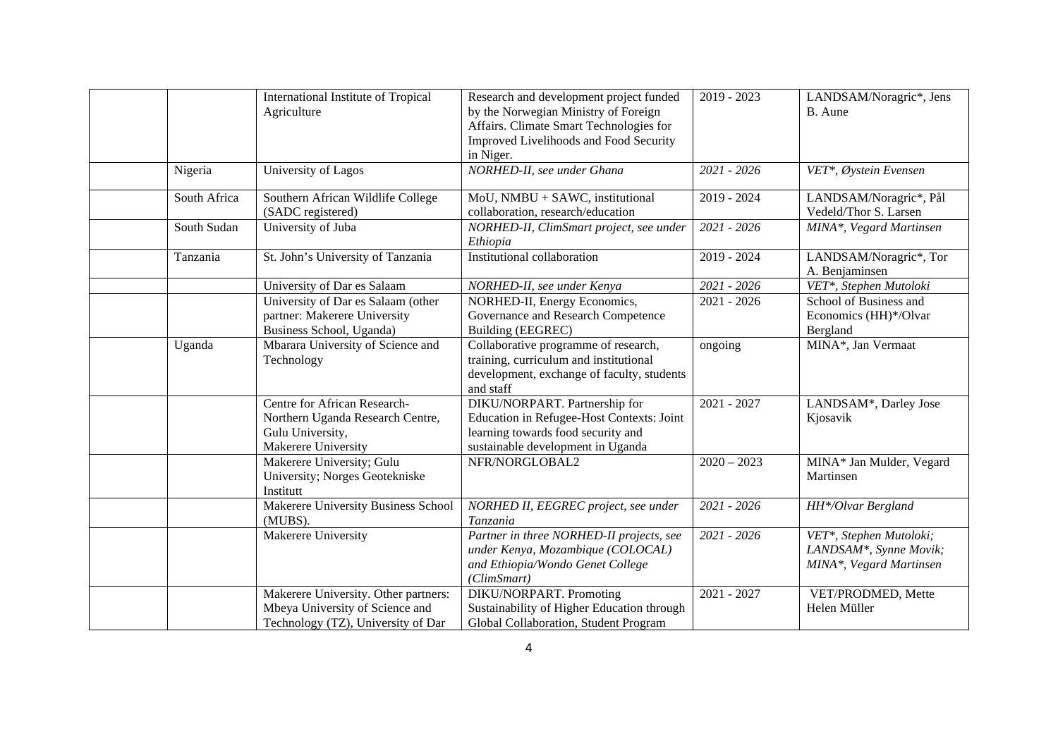| | | | | | |
|---|---|---|---|---|---|
| | | International Institute of Tropical Agriculture | Research and development project funded by the Norwegian Ministry of Foreign Affairs. Climate Smart Technologies for Improved Livelihoods and Food Security in Niger. | 2019 - 2023 | LANDSAM/Noragric*, Jens B. Aune |
| | Nigeria | University of Lagos | *NORHED-II, see under Ghana* | *2021 - 2026* | *VET*, Øystein Evensen* |
| | South Africa | Southern African Wildlife College (SADC registered) | MoU, NMBU + SAWC, institutional collaboration, research/education | 2019 - 2024 | LANDSAM/Noragric*, Pål Vedeld/Thor S. Larsen |
| | South Sudan | University of Juba | *NORHED-II, ClimSmart project, see under Ethiopia* | *2021 - 2026* | *MINA*, Vegard Martinsen* |
| | Tanzania | St. John's University of Tanzania | Institutional collaboration | 2019 - 2024 | LANDSAM/Noragric*, Tor A. Benjaminsen |
| | | University of Dar es Salaam | *NORHED-II, see under Kenya* | *2021 - 2026* | *VET*, Stephen Mutoloki* |
| | | University of Dar es Salaam (other partner: Makerere University Business School, Uganda) | NORHED-II, Energy Economics, Governance and Research Competence Building (EEGREC) | 2021 - 2026 | School of Business and Economics (HH)*/Olvar Bergland |
| | Uganda | Mbarara University of Science and Technology | Collaborative programme of research, training, curriculum and institutional development, exchange of faculty, students and staff | ongoing | MINA*, Jan Vermaat |
| | | Centre for African Research-Northern Uganda Research Centre, Gulu University, Makerere University | DIKU/NORPART. Partnership for Education in Refugee-Host Contexts: Joint learning towards food security and sustainable development in Uganda | 2021 - 2027 | LANDSAM*, Darley Jose Kjosavik |
| | | Makerere University; Gulu University; Norges Geotekniske Institutt | NFR/NORGLOBAL2 | 2020 – 2023 | MINA* Jan Mulder, Vegard Martinsen |
| | | Makerere University Business School (MUBS). | *NORHED II, EEGREC project, see under Tanzania* | *2021 - 2026* | *HH*/Olvar Bergland* |
| | | Makerere University | *Partner in three NORHED-II projects, see under Kenya, Mozambique (COLOCAL) and Ethiopia/Wondo Genet College (ClimSmart)* | *2021 - 2026* | *VET*, Stephen Mutoloki; LANDSAM*, Synne Movik; MINA*, Vegard Martinsen* |
| | | Makerere University. Other partners: Mbeya University of Science and Technology (TZ), University of Dar | DIKU/NORPART. Promoting Sustainability of Higher Education through Global Collaboration, Student Program | 2021 - 2027 | VET/PRODMED, Mette Helen Müller |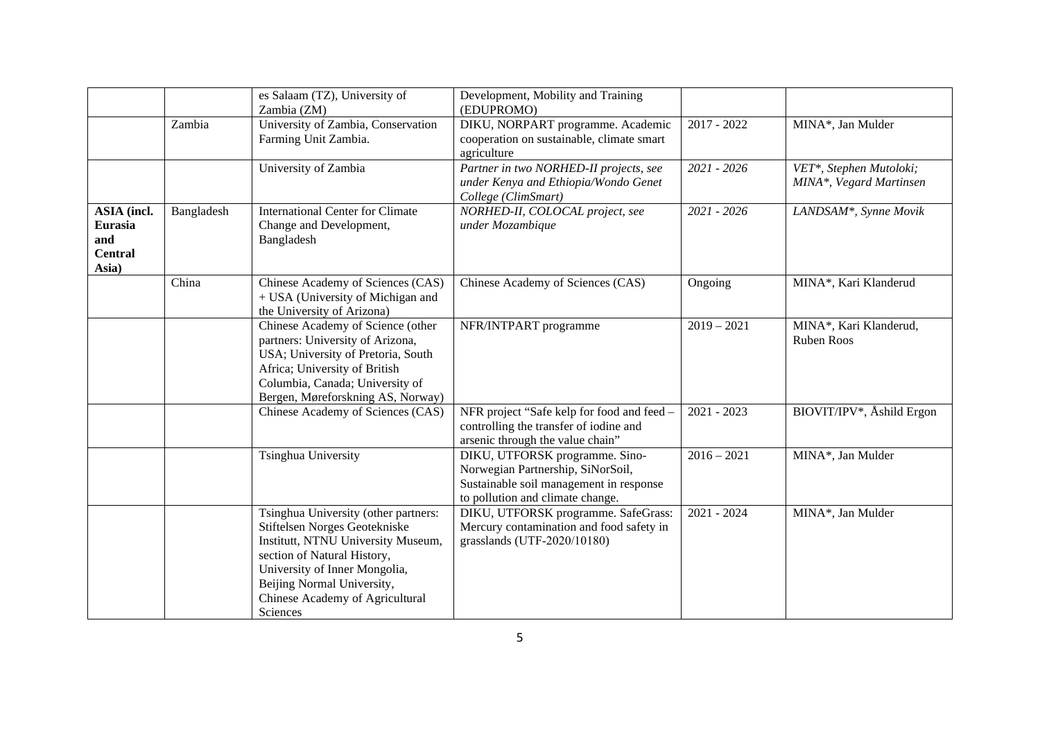| | | es Salaam (TZ), University of Zambia (ZM) | Development, Mobility and Training (EDUPROMO) | | |
|---|---|---|---|---|---|
| | Zambia | University of Zambia, Conservation Farming Unit Zambia. | DIKU, NORPART programme. Academic cooperation on sustainable, climate smart agriculture | 2017 - 2022 | MINA*, Jan Mulder |
| | | University of Zambia | *Partner in two NORHED-II projects, see under Kenya and Ethiopia/Wondo Genet College (ClimSmart)* | *2021 - 2026* | *VET*, Stephen Mutoloki; MINA*, Vegard Martinsen* |
| **ASIA (incl. Eurasia and Central Asia)** | Bangladesh | International Center for Climate Change and Development, Bangladesh | *NORHED-II, COLOCAL project, see under Mozambique* | *2021 - 2026* | *LANDSAM*, Synne Movik* |
| | China | Chinese Academy of Sciences (CAS) + USA (University of Michigan and the University of Arizona) | Chinese Academy of Sciences (CAS) | Ongoing | MINA*, Kari Klanderud |
| | | Chinese Academy of Science (other partners: University of Arizona, USA; University of Pretoria, South Africa; University of British Columbia, Canada; University of Bergen, Møreforskning AS, Norway) | NFR/INTPART programme | 2019 – 2021 | MINA*, Kari Klanderud, Ruben Roos |
| | | Chinese Academy of Sciences (CAS) | NFR project "Safe kelp for food and feed – controlling the transfer of iodine and arsenic through the value chain" | 2021 - 2023 | BIOVIT/IPV*, Åshild Ergon |
| | | Tsinghua University | DIKU, UTFORSK programme. Sino-Norwegian Partnership, SiNorSoil, Sustainable soil management in response to pollution and climate change. | 2016 – 2021 | MINA*, Jan Mulder |
| | | Tsinghua University (other partners: Stiftelsen Norges Geotekniske Institutt, NTNU University Museum, section of Natural History, University of Inner Mongolia, Beijing Normal University, Chinese Academy of Agricultural Sciences | DIKU, UTFORSK programme. SafeGrass: Mercury contamination and food safety in grasslands (UTF-2020/10180) | 2021 - 2024 | MINA*, Jan Mulder |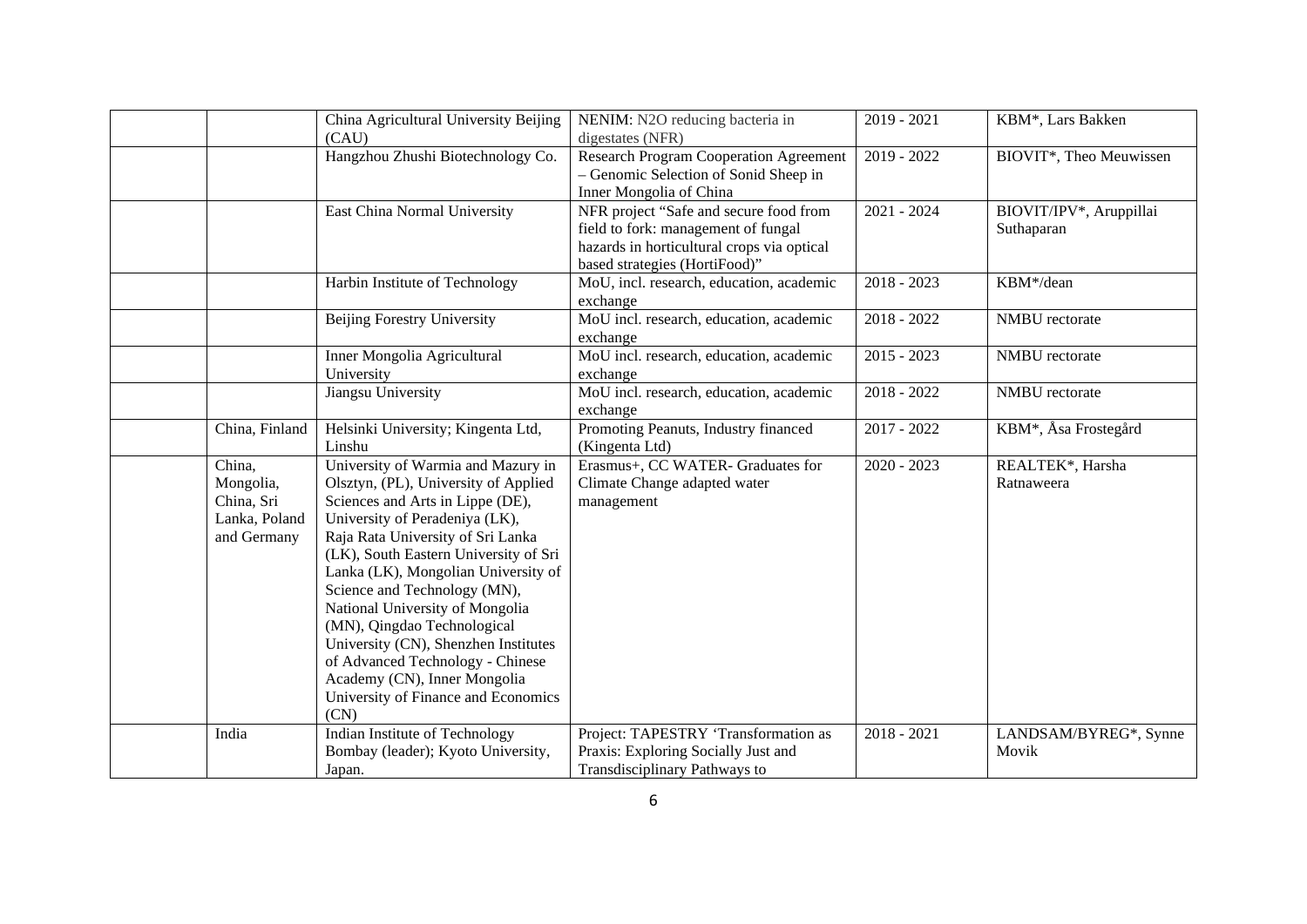| | | | | | |
|---|---|---|---|---|---|
| | | China Agricultural University Beijing (CAU) | NENIM: N2O reducing bacteria in digestates (NFR) | 2019 - 2021 | KBM*, Lars Bakken |
| | | Hangzhou Zhushi Biotechnology Co. | Research Program Cooperation Agreement – Genomic Selection of Sonid Sheep in Inner Mongolia of China | 2019 - 2022 | BIOVIT*, Theo Meuwissen |
| | | East China Normal University | NFR project "Safe and secure food from field to fork: management of fungal hazards in horticultural crops via optical based strategies (HortiFood)" | 2021 - 2024 | BIOVIT/IPV*, Aruppillai Suthaparan |
| | | Harbin Institute of Technology | MoU, incl. research, education, academic exchange | 2018 - 2023 | KBM*/dean |
| | | Beijing Forestry University | MoU incl. research, education, academic exchange | 2018 - 2022 | NMBU rectorate |
| | | Inner Mongolia Agricultural University | MoU incl. research, education, academic exchange | 2015 - 2023 | NMBU rectorate |
| | | Jiangsu University | MoU incl. research, education, academic exchange | 2018 - 2022 | NMBU rectorate |
| | China, Finland | Helsinki University; Kingenta Ltd, Linshu | Promoting Peanuts, Industry financed (Kingenta Ltd) | 2017 - 2022 | KBM*, Åsa Frostegård |
| | China, Mongolia, China, Sri Lanka, Poland and Germany | University of Warmia and Mazury in Olsztyn, (PL), University of Applied Sciences and Arts in Lippe (DE), University of Peradeniya (LK), Raja Rata University of Sri Lanka (LK), South Eastern University of Sri Lanka (LK), Mongolian University of Science and Technology (MN), National University of Mongolia (MN), Qingdao Technological University (CN), Shenzhen Institutes of Advanced Technology - Chinese Academy (CN), Inner Mongolia University of Finance and Economics (CN) | Erasmus+, CC WATER- Graduates for Climate Change adapted water management | 2020 - 2023 | REALTEK*, Harsha Ratnaweera |
| | India | Indian Institute of Technology Bombay (leader); Kyoto University, Japan. | Project: TAPESTRY 'Transformation as Praxis: Exploring Socially Just and Transdisciplinary Pathways to | 2018 - 2021 | LANDSAM/BYREG*, Synne Movik |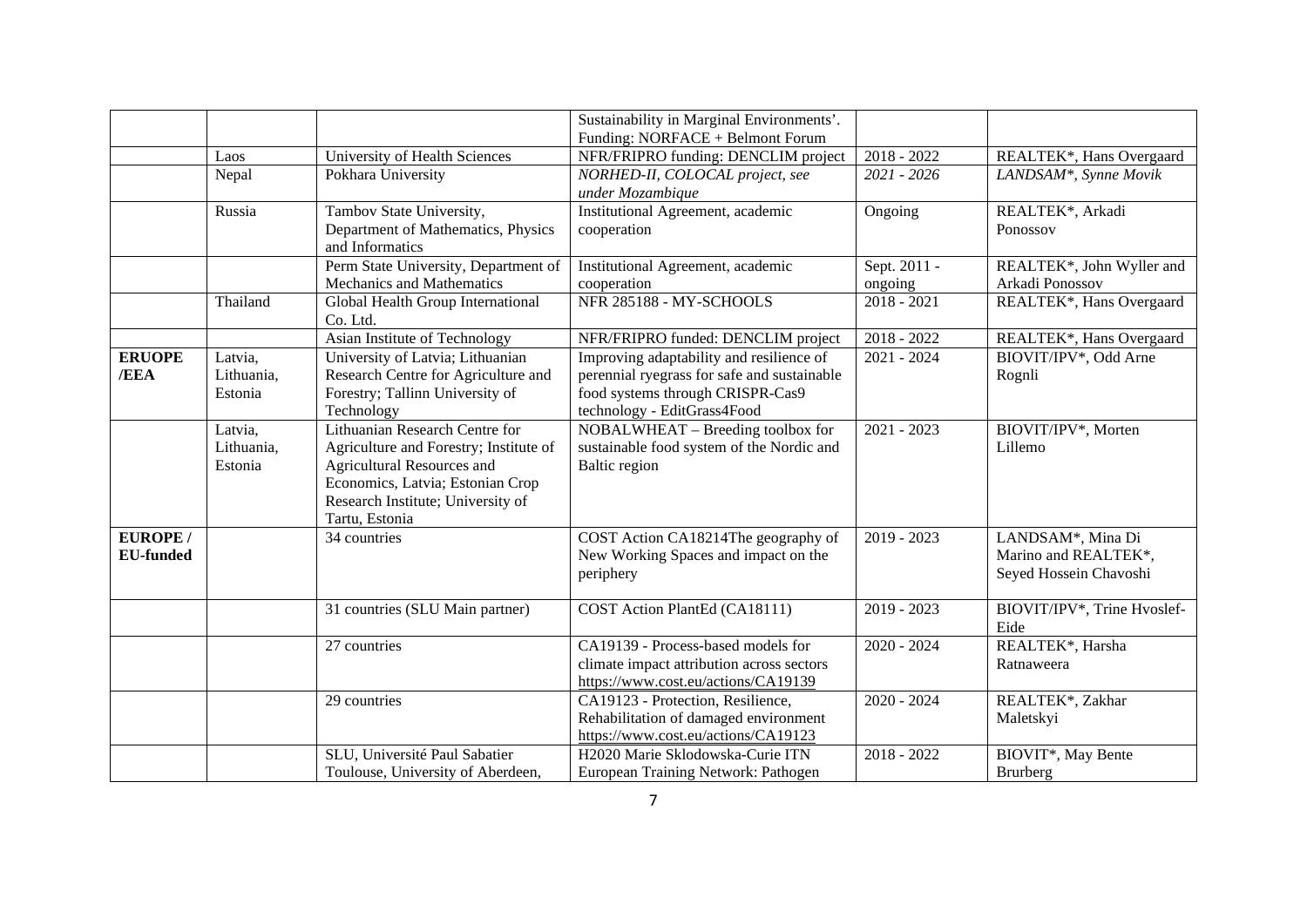| | | | Sustainability in Marginal Environments'. Funding: NORFACE + Belmont Forum | | |
|---|---|---|---|---|---|
| | Laos | University of Health Sciences | NFR/FRIPRO funding: DENCLIM project | 2018 - 2022 | REALTEK*, Hans Overgaard |
| | Nepal | Pokhara University | *NORHED-II, COLOCAL project, see under Mozambique* | *2021 - 2026* | *LANDSAM*, Synne Movik* |
| | Russia | Tambov State University, Department of Mathematics, Physics and Informatics | Institutional Agreement, academic cooperation | Ongoing | REALTEK*, Arkadi Ponossov |
| | | Perm State University, Department of Mechanics and Mathematics | Institutional Agreement, academic cooperation | Sept. 2011 - ongoing | REALTEK*, John Wyller and Arkadi Ponossov |
| | Thailand | Global Health Group International Co. Ltd. | NFR 285188 - MY-SCHOOLS | 2018 - 2021 | REALTEK*, Hans Overgaard |
| | | Asian Institute of Technology | NFR/FRIPRO funded: DENCLIM project | 2018 - 2022 | REALTEK*, Hans Overgaard |
| **ERUOPE /EEA** | Latvia, Lithuania, Estonia | University of Latvia; Lithuanian Research Centre for Agriculture and Forestry; Tallinn University of Technology | Improving adaptability and resilience of perennial ryegrass for safe and sustainable food systems through CRISPR-Cas9 technology - EditGrass4Food | 2021 - 2024 | BIOVIT/IPV*, Odd Arne Rognli |
| | Latvia, Lithuania, Estonia | Lithuanian Research Centre for Agriculture and Forestry; Institute of Agricultural Resources and Economics, Latvia; Estonian Crop Research Institute; University of Tartu, Estonia | NOBALWHEAT – Breeding toolbox for sustainable food system of the Nordic and Baltic region | 2021 - 2023 | BIOVIT/IPV*, Morten Lillemo |
| **EUROPE / EU-funded** | | 34 countries | COST Action CA18214The geography of New Working Spaces and impact on the periphery | 2019 - 2023 | LANDSAM*, Mina Di Marino and REALTEK*, Seyed Hossein Chavoshi |
| | | 31 countries (SLU Main partner) | COST Action PlantEd (CA18111) | 2019 - 2023 | BIOVIT/IPV*, Trine Hvoslef-Eide |
| | | 27 countries | CA19139 - Process-based models for climate impact attribution across sectors https://www.cost.eu/actions/CA19139 | 2020 - 2024 | REALTEK*, Harsha Ratnaweera |
| | | 29 countries | CA19123 - Protection, Resilience, Rehabilitation of damaged environment https://www.cost.eu/actions/CA19123 | 2020 - 2024 | REALTEK*, Zakhar Maletskyi |
| | | SLU, Université Paul Sabatier Toulouse, University of Aberdeen, | H2020 Marie Sklodowska-Curie ITN European Training Network: Pathogen | 2018 - 2022 | BIOVIT*, May Bente Brurberg |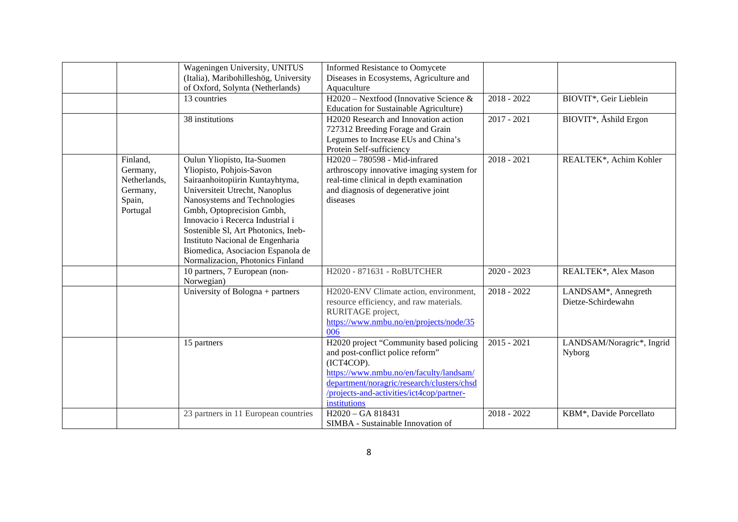| | | | | | |
|---|---|---|---|---|---|
| | | Wageningen University, UNITUS (Italia), Maribohilleshög, University of Oxford, Solynta (Netherlands) | Informed Resistance to Oomycete Diseases in Ecosystems, Agriculture and Aquaculture | | |
| | | 13 countries | H2020 – Nextfood (Innovative Science & Education for Sustainable Agriculture) | 2018 - 2022 | BIOVIT*, Geir Lieblein |
| | | 38 institutions | H2020 Research and Innovation action 727312 Breeding Forage and Grain Legumes to Increase EUs and China's Protein Self-sufficiency | 2017 - 2021 | BIOVIT*, Åshild Ergon |
| | Finland, Germany, Netherlands, Germany, Spain, Portugal | Oulun Yliopisto, Ita-Suomen Yliopisto, Pohjois-Savon Sairaanhoitopiirin Kuntayhtyma, Universiteit Utrecht, Nanoplus Nanosystems and Technologies Gmbh, Optoprecision Gmbh, Innovacio i Recerca Industrial i Sostenible Sl, Art Photonics, Ineb-Instituto Nacional de Engenharia Biomedica, Asociacion Espanola de Normalizacion, Photonics Finland | H2020 – 780598 - Mid-infrared arthroscopy innovative imaging system for real-time clinical in depth examination and diagnosis of degenerative joint diseases | 2018 - 2021 | REALTEK*, Achim Kohler |
| | | 10 partners, 7 European (non-Norwegian) | H2020 - 871631 - RoBUTCHER | 2020 - 2023 | REALTEK*, Alex Mason |
| | | University of Bologna + partners | H2020-ENV Climate action, environment, resource efficiency, and raw materials. RURITAGE project, https://www.nmbu.no/en/projects/node/35006 | 2018 - 2022 | LANDSAM*, Annegreth Dietze-Schirdewahn |
| | | 15 partners | H2020 project "Community based policing and post-conflict police reform" (ICT4COP). https://www.nmbu.no/en/faculty/landsam/department/noragric/research/clusters/chsd/projects-and-activities/ict4cop/partner-institutions | 2015 - 2021 | LANDSAM/Noragric*, Ingrid Nyborg |
| | | 23 partners in 11 European countries | H2020 – GA 818431 SIMBA - Sustainable Innovation of | 2018 - 2022 | KBM*, Davide Porcellato |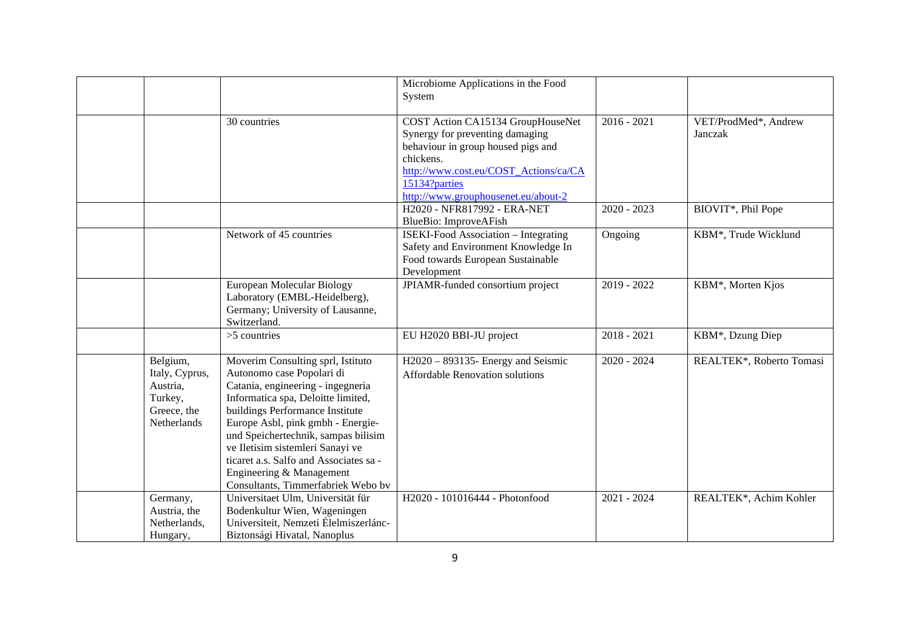| | | | | | |
|---|---|---|---|---|---|
| | | | Microbiome Applications in the Food System | | |
| | | 30 countries | COST Action CA15134 GroupHouseNet Synergy for preventing damaging behaviour in group housed pigs and chickens. http://www.cost.eu/COST_Actions/ca/CA15134?parties http://www.grouphousenet.eu/about-2 | 2016 - 2021 | VET/ProdMed*, Andrew Janczak |
| | | | H2020 - NFR817992 - ERA-NET BlueBio: ImproveAFish | 2020 - 2023 | BIOVIT*, Phil Pope |
| | | Network of 45 countries | ISEKI-Food Association – Integrating Safety and Environment Knowledge In Food towards European Sustainable Development | Ongoing | KBM*, Trude Wicklund |
| | | European Molecular Biology Laboratory (EMBL-Heidelberg), Germany; University of Lausanne, Switzerland. | JPIAMR-funded consortium project | 2019 - 2022 | KBM*, Morten Kjos |
| | | >5 countries | EU H2020 BBI-JU project | 2018 - 2021 | KBM*, Dzung Diep |
| | Belgium, Italy, Cyprus, Austria, Turkey, Greece, the Netherlands | Moverim Consulting sprl, Istituto Autonomo case Popolari di Catania, engineering - ingegneria Informatica spa, Deloitte limited, buildings Performance Institute Europe Asbl, pink gmbh - Energie- und Speichertechnik, sampas bilisim ve Iletisim sistemleri Sanayi ve ticaret a.s. Salfo and Associates sa - Engineering & Management Consultants, Timmerfabriek Webo bv | H2020 – 893135- Energy and Seismic Affordable Renovation solutions | 2020 - 2024 | REALTEK*, Roberto Tomasi |
| | Germany, Austria, the Netherlands, Hungary, | Universitaet Ulm, Universität für Bodenkultur Wien, Wageningen Universiteit, Nemzeti Élelmiszerlánc-Biztonsági Hivatal, Nanoplus | H2020 - 101016444 - Photonfood | 2021 - 2024 | REALTEK*, Achim Kohler |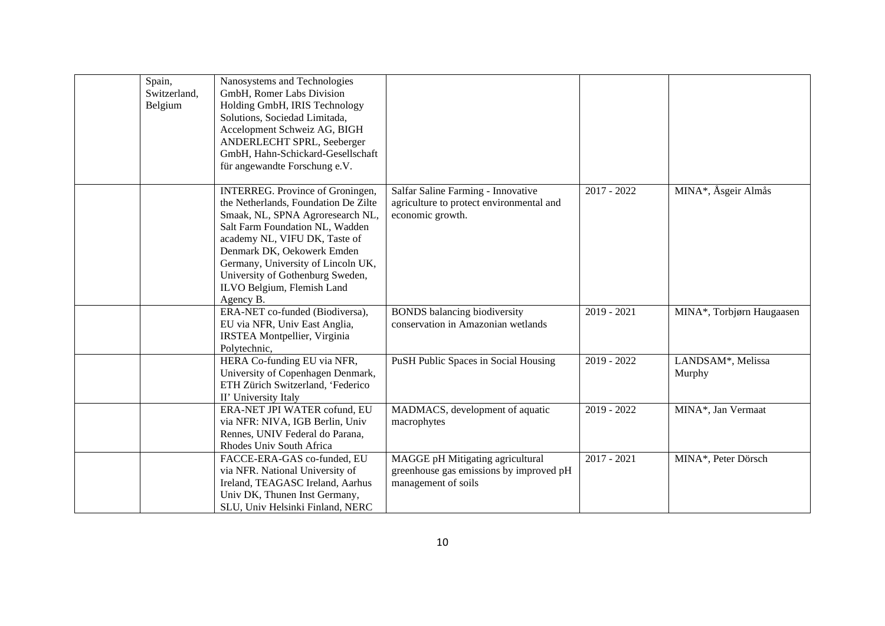|  |  |  |  |  |  |
|---|---|---|---|---|---|
|  | Spain, Switzerland, Belgium | Nanosystems and Technologies GmbH, Romer Labs Division Holding GmbH, IRIS Technology Solutions, Sociedad Limitada, Accelopment Schweiz AG, BIGH ANDERLECHT SPRL, Seeberger GmbH, Hahn-Schickard-Gesellschaft für angewandte Forschung e.V. |  |  |  |
|  |  | INTERREG. Province of Groningen, the Netherlands, Foundation De Zilte Smaak, NL, SPNA Agroresearch NL, Salt Farm Foundation NL, Wadden academy NL, VIFU DK, Taste of Denmark DK, Oekowerk Emden Germany, University of Lincoln UK, University of Gothenburg Sweden, ILVO Belgium, Flemish Land Agency B. | Salfar Saline Farming - Innovative agriculture to protect environmental and economic growth. | 2017 - 2022 | MINA*, Åsgeir Almås |
|  |  | ERA-NET co-funded (Biodiversa), EU via NFR, Univ East Anglia, IRSTEA Montpellier, Virginia Polytechnic, | BONDS balancing biodiversity conservation in Amazonian wetlands | 2019 - 2021 | MINA*, Torbjørn Haugaasen |
|  |  | HERA Co-funding EU via NFR, University of Copenhagen Denmark, ETH Zürich Switzerland, 'Federico II' University Italy | PuSH Public Spaces in Social Housing | 2019 - 2022 | LANDSAM*, Melissa Murphy |
|  |  | ERA-NET JPI WATER cofund, EU via NFR: NIVA, IGB Berlin, Univ Rennes, UNIV Federal do Parana, Rhodes Univ South Africa | MADMACS, development of aquatic macrophytes | 2019 - 2022 | MINA*, Jan Vermaat |
|  |  | FACCE-ERA-GAS co-funded, EU via NFR. National University of Ireland, TEAGASC Ireland, Aarhus Univ DK, Thunen Inst Germany, SLU, Univ Helsinki Finland, NERC | MAGGE pH Mitigating agricultural greenhouse gas emissions by improved pH management of soils | 2017 - 2021 | MINA*, Peter Dörsch |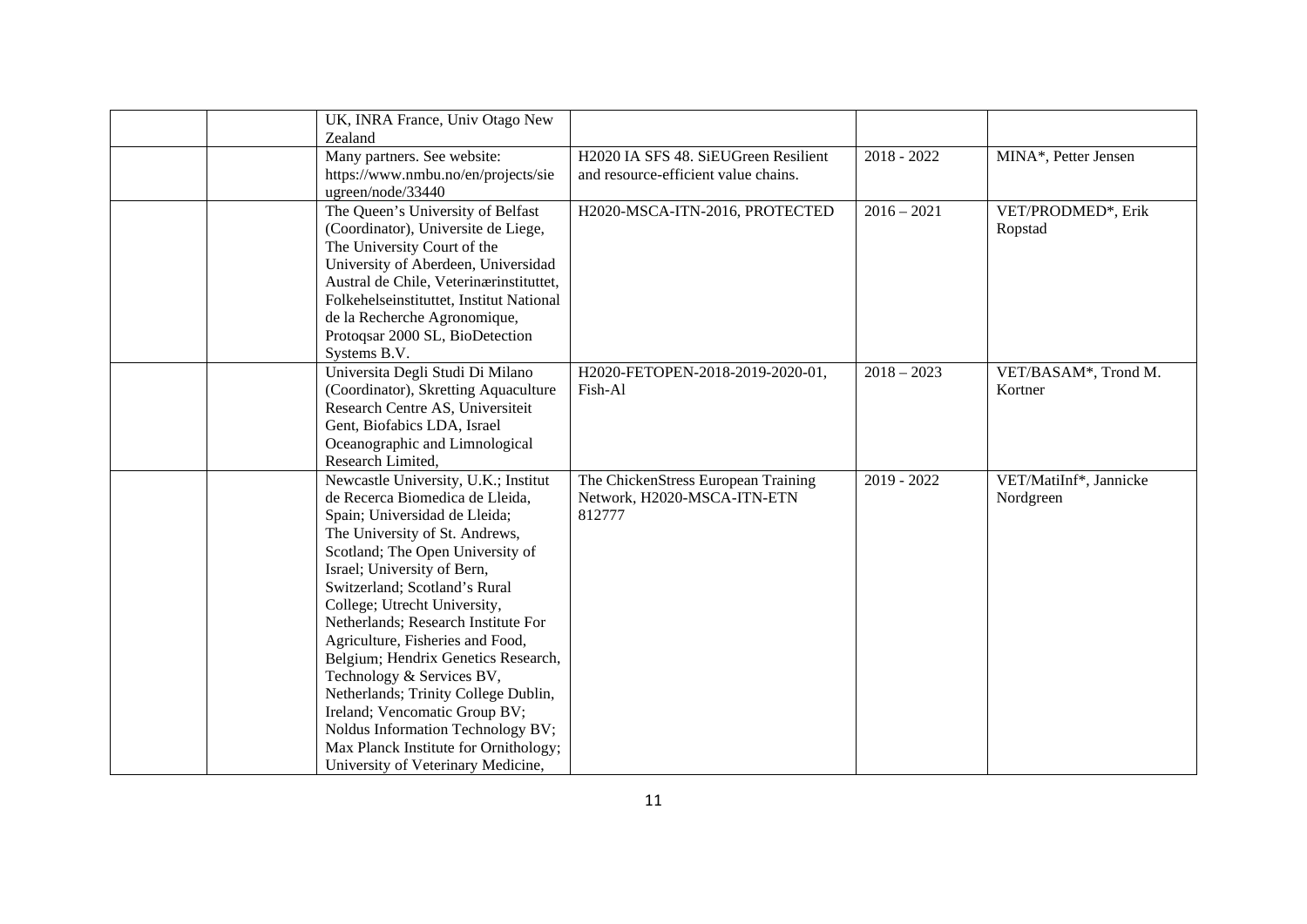|  |  | UK, INRA France, Univ Otago New Zealand |  |  |  |
|---|---|---|---|---|---|
|  |  | Many partners. See website: https://www.nmbu.no/en/projects/sieugreen/node/33440 | H2020 IA SFS 48. SiEUGreen Resilient and resource-efficient value chains. | 2018 - 2022 | MINA*, Petter Jensen |
|  |  | The Queen's University of Belfast (Coordinator), Universite de Liege, The University Court of the University of Aberdeen, Universidad Austral de Chile, Veterinærinstituttet, Folkehelseinstituttet, Institut National de la Recherche Agronomique, Protoqsar 2000 SL, BioDetection Systems B.V. | H2020-MSCA-ITN-2016, PROTECTED | 2016 – 2021 | VET/PRODMED*, Erik Ropstad |
|  |  | Universita Degli Studi Di Milano (Coordinator), Skretting Aquaculture Research Centre AS, Universiteit Gent, Biofabics LDA, Israel Oceanographic and Limnological Research Limited, | H2020-FETOPEN-2018-2019-2020-01, Fish-Al | 2018 – 2023 | VET/BASAM*, Trond M. Kortner |
|  |  | Newcastle University, U.K.; Institut de Recerca Biomedica de Lleida, Spain; Universidad de Lleida; The University of St. Andrews, Scotland; The Open University of Israel; University of Bern, Switzerland; Scotland's Rural College; Utrecht University, Netherlands; Research Institute For Agriculture, Fisheries and Food, Belgium; Hendrix Genetics Research, Technology & Services BV, Netherlands; Trinity College Dublin, Ireland; Vencomatic Group BV; Noldus Information Technology BV; Max Planck Institute for Ornithology; University of Veterinary Medicine, | The ChickenStress European Training Network, H2020-MSCA-ITN-ETN 812777 | 2019 - 2022 | VET/MatiInf*, Jannicke Nordgreen |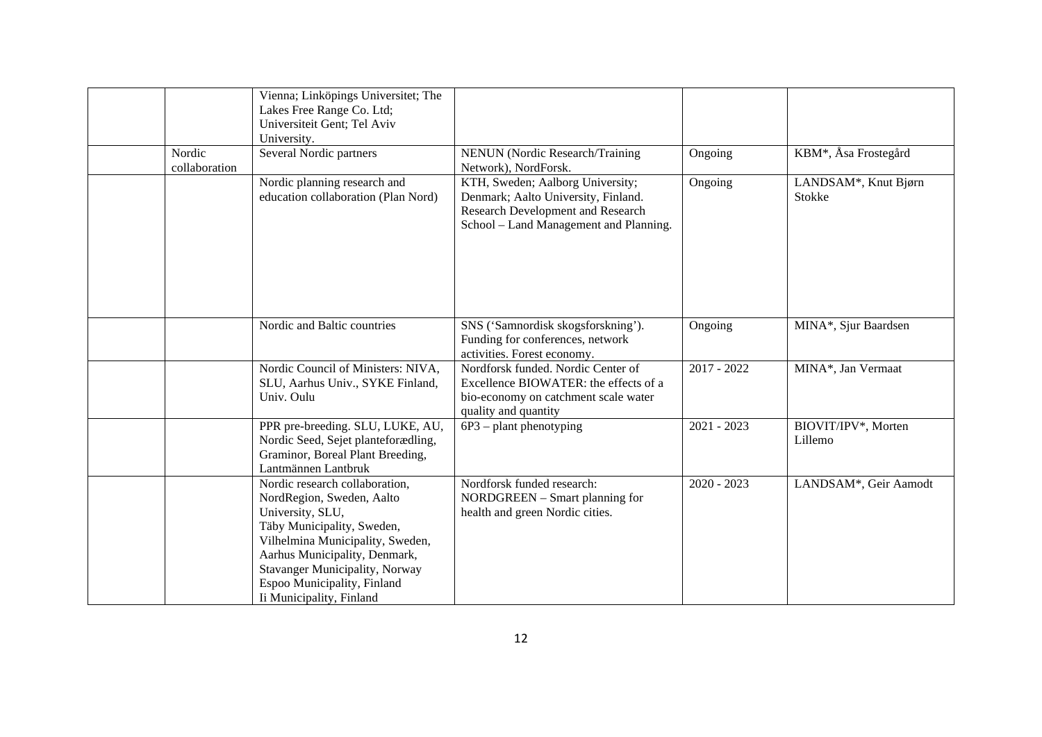| | | | | | |
|---|---|---|---|---|---|
| | | Vienna; Linköpings Universitet; The Lakes Free Range Co. Ltd; Universiteit Gent; Tel Aviv University. | | | |
| | Nordic collaboration | Several Nordic partners | NENUN (Nordic Research/Training Network), NordForsk. | Ongoing | KBM*, Åsa Frostegård |
| | | Nordic planning research and education collaboration (Plan Nord) | KTH, Sweden; Aalborg University; Denmark; Aalto University, Finland. Research Development and Research School – Land Management and Planning. | Ongoing | LANDSAM*, Knut Bjørn Stokke |
| | | Nordic and Baltic countries | SNS ('Samnordisk skogsforskning'). Funding for conferences, network activities. Forest economy. | Ongoing | MINA*, Sjur Baardsen |
| | | Nordic Council of Ministers: NIVA, SLU, Aarhus Univ., SYKE Finland, Univ. Oulu | Nordforsk funded. Nordic Center of Excellence BIOWATER: the effects of a bio-economy on catchment scale water quality and quantity | 2017 - 2022 | MINA*, Jan Vermaat |
| | | PPR pre-breeding. SLU, LUKE, AU, Nordic Seed, Sejet planteforædling, Graminor, Boreal Plant Breeding, Lantmännen Lantbruk | 6P3 – plant phenotyping | 2021 - 2023 | BIOVIT/IPV*, Morten Lillemo |
| | | Nordic research collaboration, NordRegion, Sweden, Aalto University, SLU, Täby Municipality, Sweden, Vilhelmina Municipality, Sweden, Aarhus Municipality, Denmark, Stavanger Municipality, Norway Espoo Municipality, Finland Ii Municipality, Finland | Nordforsk funded research: NORDGREEN – Smart planning for health and green Nordic cities. | 2020 - 2023 | LANDSAM*, Geir Aamodt |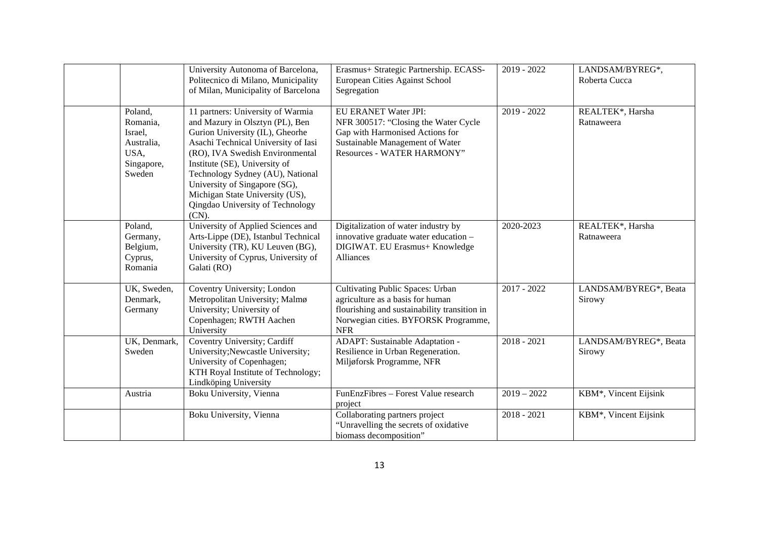|  |  |  |  |  |  |
|---|---|---|---|---|---|
|  |  | University Autonoma of Barcelona, Politecnico di Milano, Municipality of Milan, Municipality of Barcelona | Erasmus+ Strategic Partnership. ECASS-European Cities Against School Segregation | 2019 - 2022 | LANDSAM/BYREG*, Roberta Cucca |
|  | Poland, Romania, Israel, Australia, USA, Singapore, Sweden | 11 partners: University of Warmia and Mazury in Olsztyn (PL), Ben Gurion University (IL), Gheorhe Asachi Technical University of Iasi (RO), IVA Swedish Environmental Institute (SE), University of Technology Sydney (AU), National University of Singapore (SG), Michigan State University (US), Qingdao University of Technology (CN). | EU ERANET Water JPI: NFR 300517: "Closing the Water Cycle Gap with Harmonised Actions for Sustainable Management of Water Resources - WATER HARMONY" | 2019 - 2022 | REALTEK*, Harsha Ratnaweera |
|  | Poland, Germany, Belgium, Cyprus, Romania | University of Applied Sciences and Arts-Lippe (DE), Istanbul Technical University (TR), KU Leuven (BG), University of Cyprus, University of Galati (RO) | Digitalization of water industry by innovative graduate water education – DIGIWAT. EU Erasmus+ Knowledge Alliances | 2020-2023 | REALTEK*, Harsha Ratnaweera |
|  | UK, Sweden, Denmark, Germany | Coventry University; London Metropolitan University; Malmø University; University of Copenhagen; RWTH Aachen University | Cultivating Public Spaces: Urban agriculture as a basis for human flourishing and sustainability transition in Norwegian cities. BYFORSK Programme, NFR | 2017 - 2022 | LANDSAM/BYREG*, Beata Sirowy |
|  | UK, Denmark, Sweden | Coventry University; Cardiff University;Newcastle University; University of Copenhagen; KTH Royal Institute of Technology; Lindköping University | ADAPT: Sustainable Adaptation - Resilience in Urban Regeneration. Miljøforsk Programme, NFR | 2018 - 2021 | LANDSAM/BYREG*, Beata Sirowy |
|  | Austria | Boku University, Vienna | FunEnzFibres – Forest Value research project | 2019 – 2022 | KBM*, Vincent Eijsink |
|  |  | Boku University, Vienna | Collaborating partners project "Unravelling the secrets of oxidative biomass decomposition" | 2018 - 2021 | KBM*, Vincent Eijsink |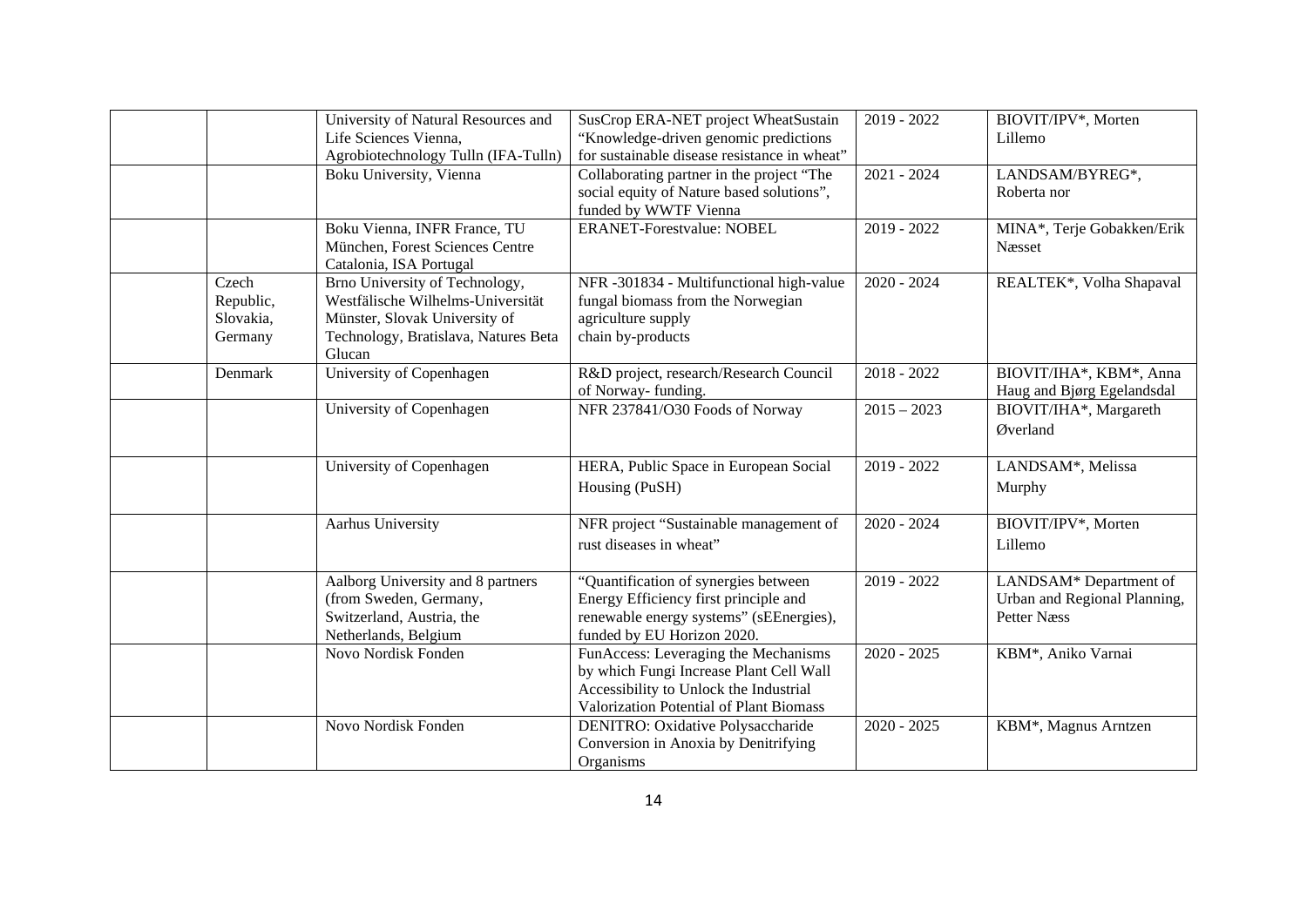| | | | | | |
|---|---|---|---|---|---|
| | | University of Natural Resources and Life Sciences Vienna, Agrobiotechnology Tulln (IFA-Tulln) | SusCrop ERA-NET project WheatSustain "Knowledge-driven genomic predictions for sustainable disease resistance in wheat" | 2019 - 2022 | BIOVIT/IPV*, Morten Lillemo |
| | | Boku University, Vienna | Collaborating partner in the project "The social equity of Nature based solutions", funded by WWTF Vienna | 2021 - 2024 | LANDSAM/BYREG*, Roberta nor |
| | | Boku Vienna, INFR France, TU München, Forest Sciences Centre Catalonia, ISA Portugal | ERANET-Forestvalue: NOBEL | 2019 - 2022 | MINA*, Terje Gobakken/Erik Næsset |
| | Czech Republic, Slovakia, Germany | Brno University of Technology, Westfälische Wilhelms-Universität Münster, Slovak University of Technology, Bratislava, Natures Beta Glucan | NFR -301834 - Multifunctional high-value fungal biomass from the Norwegian agriculture supply chain by-products | 2020 - 2024 | REALTEK*, Volha Shapaval |
| | Denmark | University of Copenhagen | R&D project, research/Research Council of Norway- funding. | 2018 - 2022 | BIOVIT/IHA*, KBM*, Anna Haug and Bjørg Egelandsdal |
| | | University of Copenhagen | NFR 237841/O30 Foods of Norway | 2015 – 2023 | BIOVIT/IHA*, Margareth Øverland |
| | | University of Copenhagen | HERA, Public Space in European Social Housing (PuSH) | 2019 - 2022 | LANDSAM*, Melissa Murphy |
| | | Aarhus University | NFR project "Sustainable management of rust diseases in wheat" | 2020 - 2024 | BIOVIT/IPV*, Morten Lillemo |
| | | Aalborg University and 8 partners (from Sweden, Germany, Switzerland, Austria, the Netherlands, Belgium | "Quantification of synergies between Energy Efficiency first principle and renewable energy systems" (sEEnergies), funded by EU Horizon 2020. | 2019 - 2022 | LANDSAM* Department of Urban and Regional Planning, Petter Næss |
| | | Novo Nordisk Fonden | FunAccess: Leveraging the Mechanisms by which Fungi Increase Plant Cell Wall Accessibility to Unlock the Industrial Valorization Potential of Plant Biomass | 2020 - 2025 | KBM*, Aniko Varnai |
| | | Novo Nordisk Fonden | DENITRO: Oxidative Polysaccharide Conversion in Anoxia by Denitrifying Organisms | 2020 - 2025 | KBM*, Magnus Arntzen |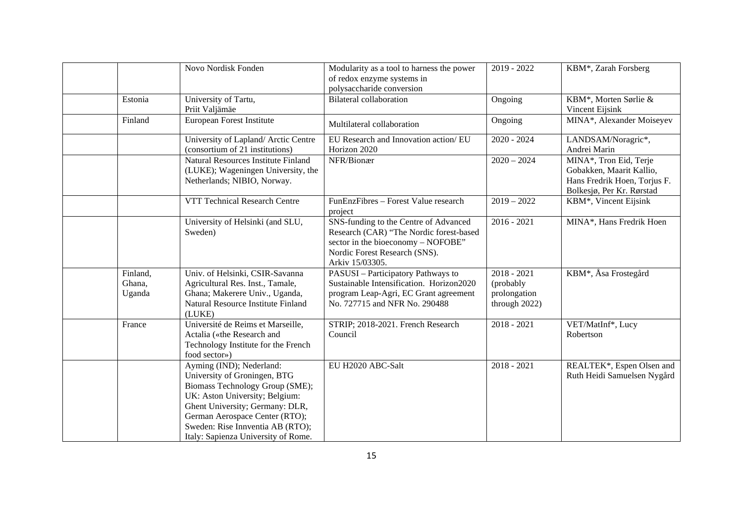| | | | | | |
|---|---|---|---|---|---|
| | | Novo Nordisk Fonden | Modularity as a tool to harness the power of redox enzyme systems in polysaccharide conversion | 2019 - 2022 | KBM*, Zarah Forsberg |
| | Estonia | University of Tartu, Priit Valjämäe | Bilateral collaboration | Ongoing | KBM*, Morten Sørlie & Vincent Eijsink |
| | Finland | European Forest Institute | Multilateral collaboration | Ongoing | MINA*, Alexander Moiseyev |
| | | University of Lapland/ Arctic Centre (consortium of 21 institutions) | EU Research and Innovation action/ EU Horizon 2020 | 2020 - 2024 | LANDSAM/Noragric*, Andrei Marin |
| | | Natural Resources Institute Finland (LUKE); Wageningen University, the Netherlands; NIBIO, Norway. | NFR/Bionær | 2020 – 2024 | MINA*, Tron Eid, Terje Gobakken, Maarit Kallio, Hans Fredrik Hoen, Torjus F. Bolkesjø, Per Kr. Rørstad |
| | | VTT Technical Research Centre | FunEnzFibres – Forest Value research project | 2019 – 2022 | KBM*, Vincent Eijsink |
| | | University of Helsinki (and SLU, Sweden) | SNS-funding to the Centre of Advanced Research (CAR) "The Nordic forest-based sector in the bioeconomy – NOFOBE" Nordic Forest Research (SNS). Arkiv 15/03305. | 2016 - 2021 | MINA*, Hans Fredrik Hoen |
| | Finland, Ghana, Uganda | Univ. of Helsinki, CSIR-Savanna Agricultural Res. Inst., Tamale, Ghana; Makerere Univ., Uganda, Natural Resource Institute Finland (LUKE) | PASUSI – Participatory Pathways to Sustainable Intensification. Horizon2020 program Leap-Agri, EC Grant agreement No. 727715 and NFR No. 290488 | 2018 - 2021 (probably prolongation through 2022) | KBM*, Åsa Frostegård |
| | France | Université de Reims et Marseille, Actalia («the Research and Technology Institute for the French food sector») | STRIP; 2018-2021. French Research Council | 2018 - 2021 | VET/MatInf*, Lucy Robertson |
| | | Ayming (IND); Nederland: University of Groningen, BTG Biomass Technology Group (SME); UK: Aston University; Belgium: Ghent University; Germany: DLR, German Aerospace Center (RTO); Sweden: Rise Innventia AB (RTO); Italy: Sapienza University of Rome. | EU H2020 ABC-Salt | 2018 - 2021 | REALTEK*, Espen Olsen and Ruth Heidi Samuelsen Nygård |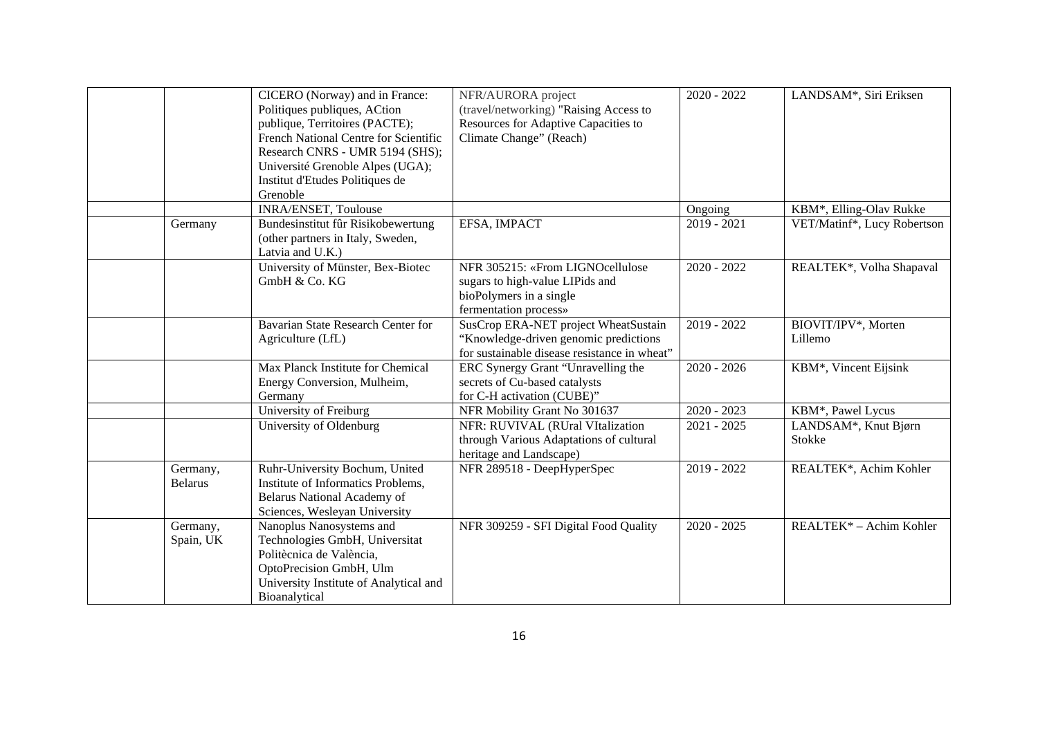| | | | | | |
|---|---|---|---|---|---|
| | | CICERO (Norway) and in France: Politiques publiques, ACtion publique, Territoires (PACTE); French National Centre for Scientific Research CNRS - UMR 5194 (SHS); Université Grenoble Alpes (UGA); Institut d'Etudes Politiques de Grenoble | NFR/AURORA project (travel/networking) "Raising Access to Resources for Adaptive Capacities to Climate Change" (Reach) | 2020 - 2022 | LANDSAM*, Siri Eriksen |
| | | INRA/ENSET, Toulouse | | Ongoing | KBM*, Elling-Olav Rukke |
| | Germany | Bundesinstitut fûr Risikobewertung (other partners in Italy, Sweden, Latvia and U.K.) | EFSA, IMPACT | 2019 - 2021 | VET/Matinf*, Lucy Robertson |
| | | University of Münster, Bex-Biotec GmbH & Co. KG | NFR 305215: «From LIGNOcellulose sugars to high-value LIPids and bioPolymers in a single fermentation process» | 2020 - 2022 | REALTEK*, Volha Shapaval |
| | | Bavarian State Research Center for Agriculture (LfL) | SusCrop ERA-NET project WheatSustain "Knowledge-driven genomic predictions for sustainable disease resistance in wheat" | 2019 - 2022 | BIOVIT/IPV*, Morten Lillemo |
| | | Max Planck Institute for Chemical Energy Conversion, Mulheim, Germany | ERC Synergy Grant "Unravelling the secrets of Cu-based catalysts for C-H activation (CUBE)" | 2020 - 2026 | KBM*, Vincent Eijsink |
| | | University of Freiburg | NFR Mobility Grant No 301637 | 2020 - 2023 | KBM*, Pawel Lycus |
| | | University of Oldenburg | NFR: RUVIVAL (RUral VItalization through Various Adaptations of cultural heritage and Landscape) | 2021 - 2025 | LANDSAM*, Knut Bjørn Stokke |
| | Germany, Belarus | Ruhr-University Bochum, United Institute of Informatics Problems, Belarus National Academy of Sciences, Wesleyan University | NFR 289518 - DeepHyperSpec | 2019 - 2022 | REALTEK*, Achim Kohler |
| | Germany, Spain, UK | Nanoplus Nanosystems and Technologies GmbH, Universitat Politècnica de València, OptoPrecision GmbH, Ulm University Institute of Analytical and Bioanalytical | NFR 309259 - SFI Digital Food Quality | 2020 - 2025 | REALTEK* – Achim Kohler |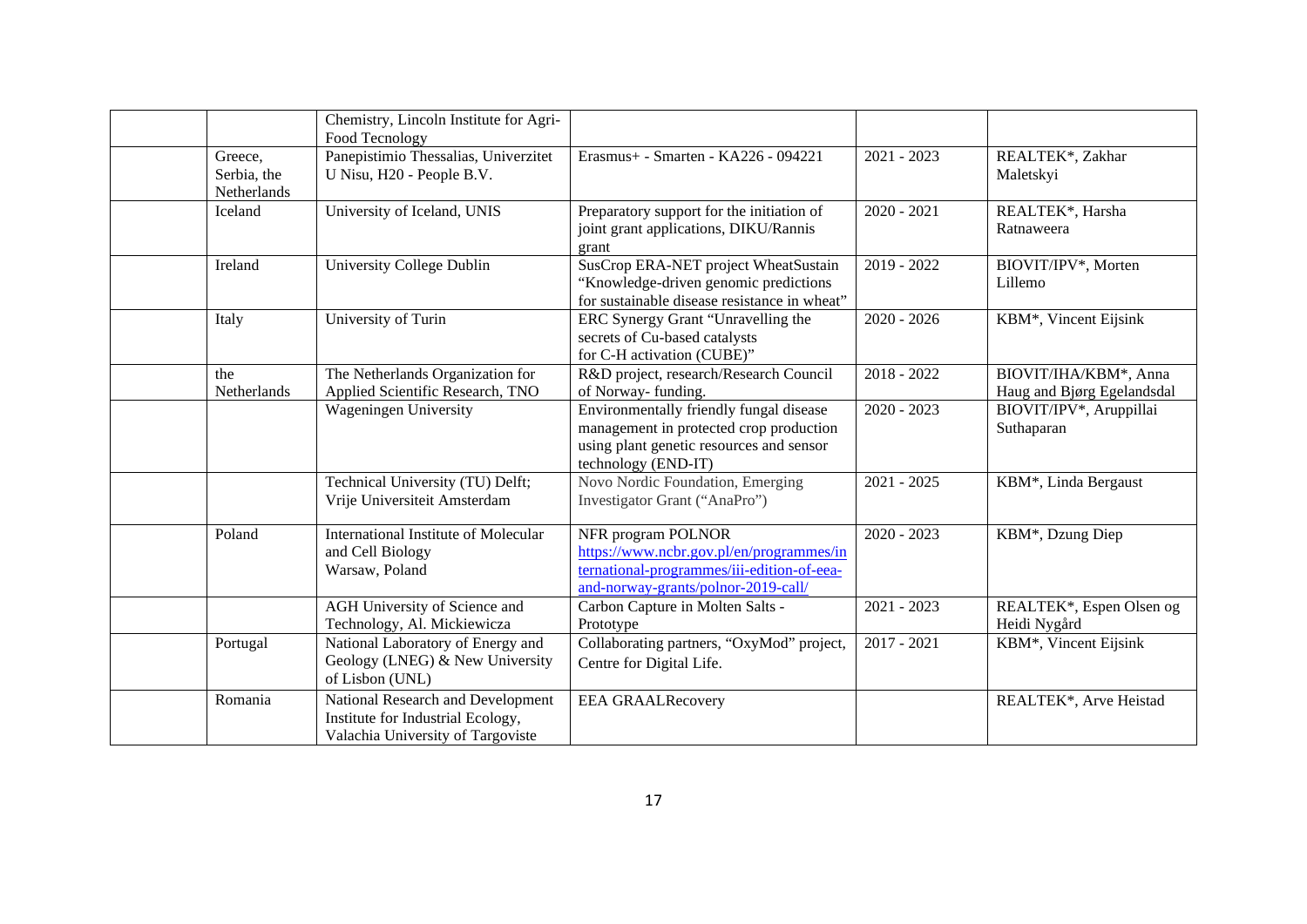|  |  | Chemistry, Lincoln Institute for Agri-Food Tecnology |  |  |  |
|---|---|---|---|---|---|
|  | Greece, Serbia, the Netherlands | Panepistimio Thessalias, Univerzitet U Nisu, H20 - People B.V. | Erasmus+ - Smarten - KA226 - 094221 | 2021 - 2023 | REALTEK*, Zakhar Maletskyi |
|  | Iceland | University of Iceland, UNIS | Preparatory support for the initiation of joint grant applications, DIKU/Rannis grant | 2020 - 2021 | REALTEK*, Harsha Ratnaweera |
|  | Ireland | University College Dublin | SusCrop ERA-NET project WheatSustain "Knowledge-driven genomic predictions for sustainable disease resistance in wheat" | 2019 - 2022 | BIOVIT/IPV*, Morten Lillemo |
|  | Italy | University of Turin | ERC Synergy Grant "Unravelling the secrets of Cu-based catalysts for C-H activation (CUBE)" | 2020 - 2026 | KBM*, Vincent Eijsink |
|  | the Netherlands | The Netherlands Organization for Applied Scientific Research, TNO | R&D project, research/Research Council of Norway- funding. | 2018 - 2022 | BIOVIT/IHA/KBM*, Anna Haug and Bjørg Egelandsdal |
|  |  | Wageningen University | Environmentally friendly fungal disease management in protected crop production using plant genetic resources and sensor technology (END-IT) | 2020 - 2023 | BIOVIT/IPV*, Aruppillai Suthaparan |
|  |  | Technical University (TU) Delft; Vrije Universiteit Amsterdam | Novo Nordic Foundation, Emerging Investigator Grant ("AnaPro") | 2021 - 2025 | KBM*, Linda Bergaust |
|  | Poland | International Institute of Molecular and Cell Biology Warsaw, Poland | NFR program POLNOR https://www.ncbr.gov.pl/en/programmes/international-programmes/iii-edition-of-eea-and-norway-grants/polnor-2019-call/ | 2020 - 2023 | KBM*, Dzung Diep |
|  |  | AGH University of Science and Technology, Al. Mickiewicza | Carbon Capture in Molten Salts - Prototype | 2021 - 2023 | REALTEK*, Espen Olsen og Heidi Nygård |
|  | Portugal | National Laboratory of Energy and Geology (LNEG) & New University of Lisbon (UNL) | Collaborating partners, "OxyMod" project, Centre for Digital Life. | 2017 - 2021 | KBM*, Vincent Eijsink |
|  | Romania | National Research and Development Institute for Industrial Ecology, Valachia University of Targoviste | EEA GRAALRecovery |  | REALTEK*, Arve Heistad |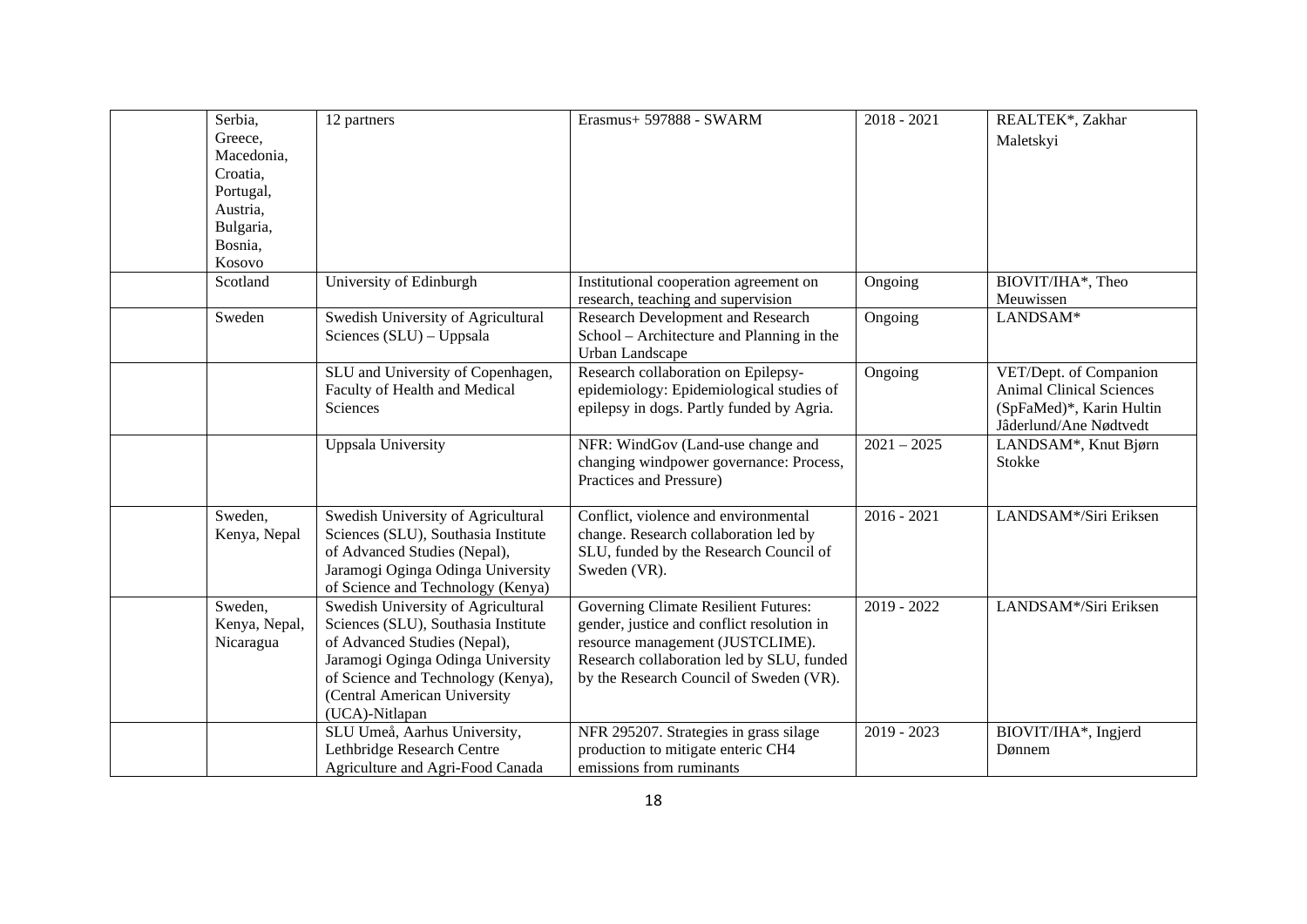|  | Serbia, Greece, Macedonia, Croatia, Portugal, Austria, Bulgaria, Bosnia, Kosovo | 12 partners | Erasmus+ 597888 - SWARM | 2018 - 2021 | REALTEK*, Zakhar Maletskyi |
|---|---|---|---|---|---|
|  | Scotland | University of Edinburgh | Institutional cooperation agreement on research, teaching and supervision | Ongoing | BIOVIT/IHA*, Theo Meuwissen |
|  | Sweden | Swedish University of Agricultural Sciences (SLU) – Uppsala | Research Development and Research School – Architecture and Planning in the Urban Landscape | Ongoing | LANDSAM* |
|  |  | SLU and University of Copenhagen, Faculty of Health and Medical Sciences | Research collaboration on Epilepsy-epidemiology: Epidemiological studies of epilepsy in dogs. Partly funded by Agria. | Ongoing | VET/Dept. of Companion Animal Clinical Sciences (SpFaMed)*, Karin Hultin Jâderlund/Ane Nødtvedt |
|  |  | Uppsala University | NFR: WindGov (Land-use change and changing windpower governance: Process, Practices and Pressure) | 2021 – 2025 | LANDSAM*, Knut Bjørn Stokke |
|  | Sweden, Kenya, Nepal | Swedish University of Agricultural Sciences (SLU), Southasia Institute of Advanced Studies (Nepal), Jaramogi Oginga Odinga University of Science and Technology (Kenya) | Conflict, violence and environmental change. Research collaboration led by SLU, funded by the Research Council of Sweden (VR). | 2016 - 2021 | LANDSAM*/Siri Eriksen |
|  | Sweden, Kenya, Nepal, Nicaragua | Swedish University of Agricultural Sciences (SLU), Southasia Institute of Advanced Studies (Nepal), Jaramogi Oginga Odinga University of Science and Technology (Kenya), (Central American University (UCA)-Nitlapan | Governing Climate Resilient Futures: gender, justice and conflict resolution in resource management (JUSTCLIME). Research collaboration led by SLU, funded by the Research Council of Sweden (VR). | 2019 - 2022 | LANDSAM*/Siri Eriksen |
|  |  | SLU Umeå, Aarhus University, Lethbridge Research Centre Agriculture and Agri-Food Canada | NFR 295207. Strategies in grass silage production to mitigate enteric $CH_4$ emissions from ruminants | 2019 - 2023 | BIOVIT/IHA*, Ingjerd Dønnem |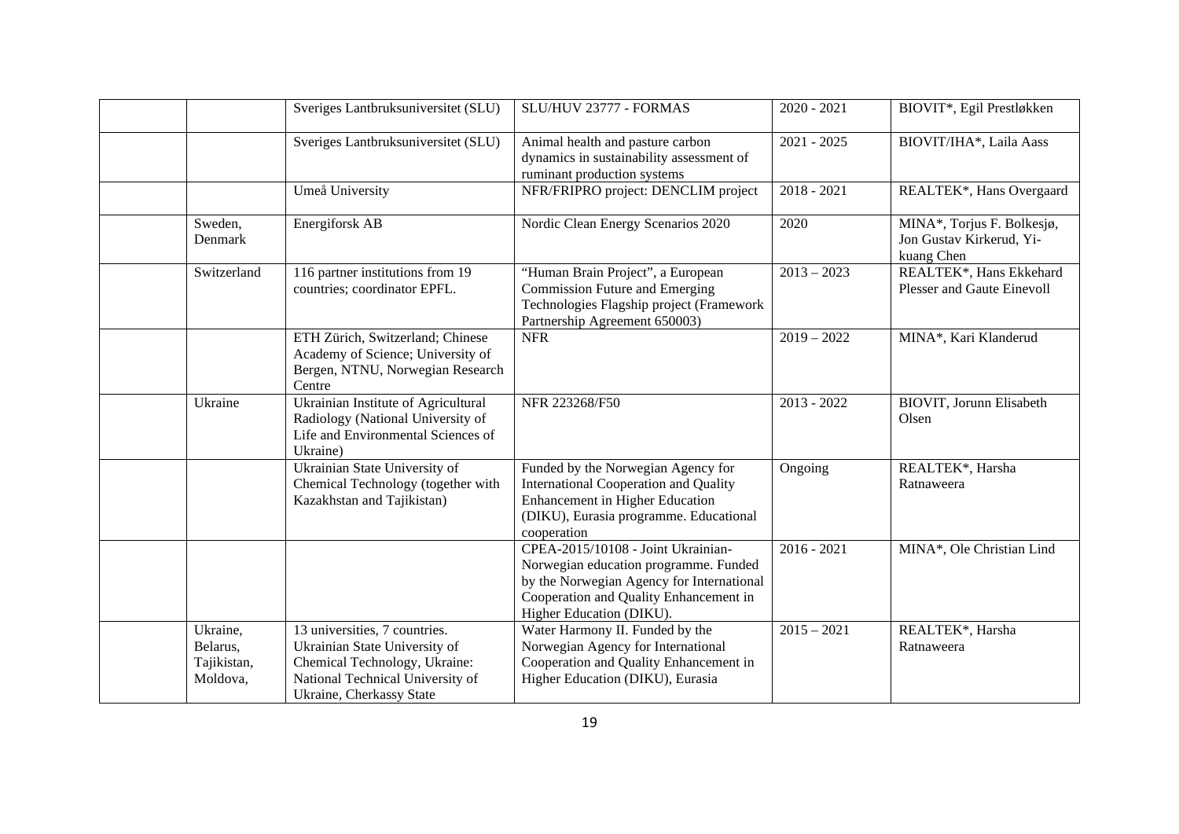| | | | | | |
|---|---|---|---|---|---|
| | | Sveriges Lantbruksuniversitet (SLU) | SLU/HUV 23777 - FORMAS | 2020 - 2021 | BIOVIT*, Egil Prestløkken |
| | | Sveriges Lantbruksuniversitet (SLU) | Animal health and pasture carbon dynamics in sustainability assessment of ruminant production systems | 2021 - 2025 | BIOVIT/IHA*, Laila Aass |
| | | Umeå University | NFR/FRIPRO project: DENCLIM project | 2018 - 2021 | REALTEK*, Hans Overgaard |
| | Sweden, Denmark | Energiforsk AB | Nordic Clean Energy Scenarios 2020 | 2020 | MINA*, Torjus F. Bolkesjø, Jon Gustav Kirkerud, Yi-kuang Chen |
| | Switzerland | 116 partner institutions from 19 countries; coordinator EPFL. | "Human Brain Project", a European Commission Future and Emerging Technologies Flagship project (Framework Partnership Agreement 650003) | 2013 – 2023 | REALTEK*, Hans Ekkehard Plesser and Gaute Einevoll |
| | | ETH Zürich, Switzerland; Chinese Academy of Science; University of Bergen, NTNU, Norwegian Research Centre | NFR | 2019 – 2022 | MINA*, Kari Klanderud |
| | Ukraine | Ukrainian Institute of Agricultural Radiology (National University of Life and Environmental Sciences of Ukraine) | NFR 223268/F50 | 2013 - 2022 | BIOVIT, Jorunn Elisabeth Olsen |
| | | Ukrainian State University of Chemical Technology (together with Kazakhstan and Tajikistan) | Funded by the Norwegian Agency for International Cooperation and Quality Enhancement in Higher Education (DIKU), Eurasia programme. Educational cooperation | Ongoing | REALTEK*, Harsha Ratnaweera |
| | | | CPEA-2015/10108 - Joint Ukrainian-Norwegian education programme. Funded by the Norwegian Agency for International Cooperation and Quality Enhancement in Higher Education (DIKU). | 2016 - 2021 | MINA*, Ole Christian Lind |
| | Ukraine, Belarus, Tajikistan, Moldova, | 13 universities, 7 countries. Ukrainian State University of Chemical Technology, Ukraine: National Technical University of Ukraine, Cherkassy State | Water Harmony II. Funded by the Norwegian Agency for International Cooperation and Quality Enhancement in Higher Education (DIKU), Eurasia | 2015 – 2021 | REALTEK*, Harsha Ratnaweera |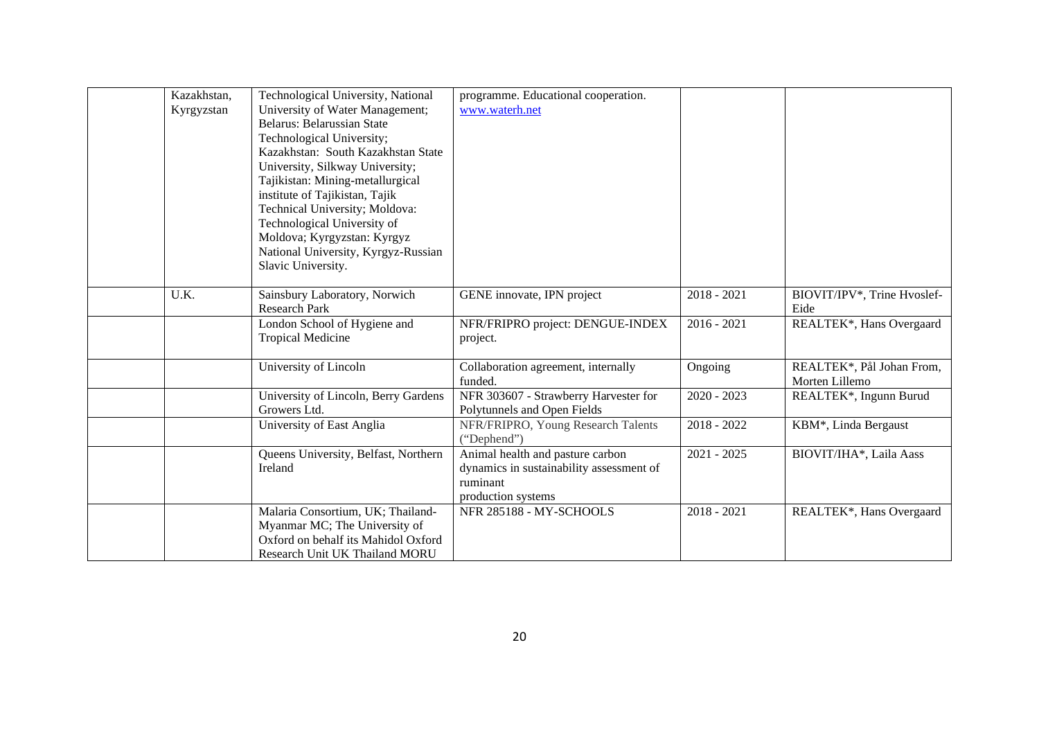| | | | | | |
|---|---|---|---|---|---|
| | Kazakhstan, Kyrgyzstan | Technological University, National University of Water Management; Belarus: Belarussian State Technological University; Kazakhstan: South Kazakhstan State University, Silkway University; Tajikistan: Mining-metallurgical institute of Tajikistan, Tajik Technical University; Moldova: Technological University of Moldova; Kyrgyzstan: Kyrgyz National University, Kyrgyz-Russian Slavic University. | programme. Educational cooperation. www.waterh.net | | |
| | U.K. | Sainsbury Laboratory, Norwich Research Park | GENE innovate, IPN project | 2018 - 2021 | BIOVIT/IPV*, Trine Hvoslef-Eide |
| | | London School of Hygiene and Tropical Medicine | NFR/FRIPRO project: DENGUE-INDEX project. | 2016 - 2021 | REALTEK*, Hans Overgaard |
| | | University of Lincoln | Collaboration agreement, internally funded. | Ongoing | REALTEK*, Pål Johan From, Morten Lillemo |
| | | University of Lincoln, Berry Gardens Growers Ltd. | NFR 303607 - Strawberry Harvester for Polytunnels and Open Fields | 2020 - 2023 | REALTEK*, Ingunn Burud |
| | | University of East Anglia | NFR/FRIPRO, Young Research Talents ("Dephend") | 2018 - 2022 | KBM*, Linda Bergaust |
| | | Queens University, Belfast, Northern Ireland | Animal health and pasture carbon dynamics in sustainability assessment of ruminant production systems | 2021 - 2025 | BIOVIT/IHA*, Laila Aass |
| | | Malaria Consortium, UK; Thailand-Myanmar MC; The University of Oxford on behalf its Mahidol Oxford Research Unit UK Thailand MORU | NFR 285188 - MY-SCHOOLS | 2018 - 2021 | REALTEK*, Hans Overgaard |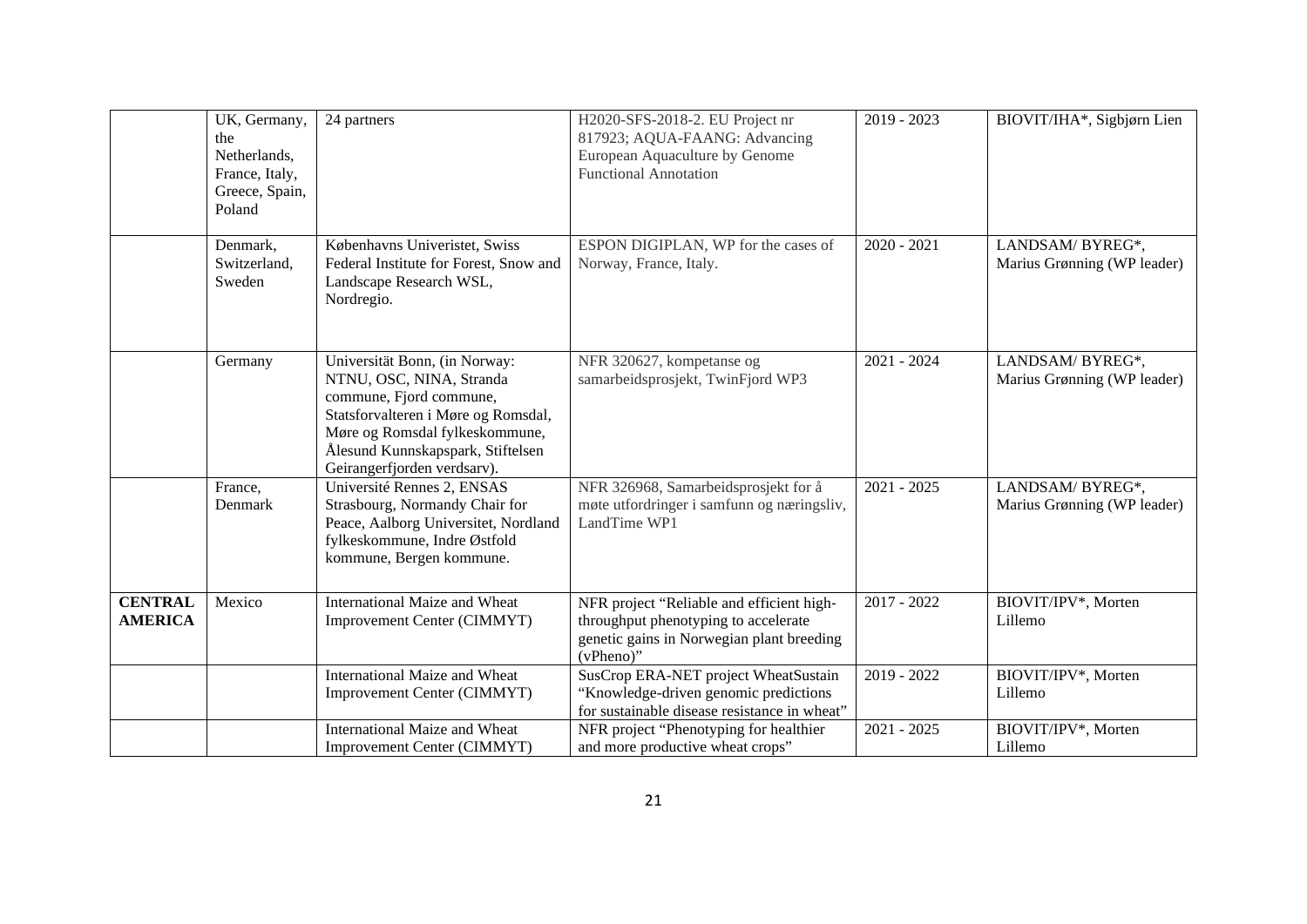| | | | | | |
|---|---|---|---|---|---|
| | UK, Germany, the Netherlands, France, Italy, Greece, Spain, Poland | 24 partners | H2020-SFS-2018-2. EU Project nr 817923; AQUA-FAANG: Advancing European Aquaculture by Genome Functional Annotation | 2019 - 2023 | BIOVIT/IHA*, Sigbjørn Lien |
| | Denmark, Switzerland, Sweden | Københavns Univeristet, Swiss Federal Institute for Forest, Snow and Landscape Research WSL, Nordregio. | ESPON DIGIPLAN, WP for the cases of Norway, France, Italy. | 2020 - 2021 | LANDSAM/ BYREG*, Marius Grønning (WP leader) |
| | Germany | Universität Bonn, (in Norway: NTNU, OSC, NINA, Stranda commune, Fjord commune, Statsforvalteren i Møre og Romsdal, Møre og Romsdal fylkeskommune, Ålesund Kunnskapspark, Stiftelsen Geirangerfjorden verdsarv). | NFR 320627, kompetanse og samarbeidsprosjekt, TwinFjord WP3 | 2021 - 2024 | LANDSAM/ BYREG*, Marius Grønning (WP leader) |
| | France, Denmark | Université Rennes 2, ENSAS Strasbourg, Normandy Chair for Peace, Aalborg Universitet, Nordland fylkeskommune, Indre Østfold kommune, Bergen kommune. | NFR 326968, Samarbeidsprosjekt for å møte utfordringer i samfunn og næringsliv, LandTime WP1 | 2021 - 2025 | LANDSAM/ BYREG*, Marius Grønning (WP leader) |
| **CENTRAL AMERICA** | Mexico | International Maize and Wheat Improvement Center (CIMMYT) | NFR project "Reliable and efficient high-throughput phenotyping to accelerate genetic gains in Norwegian plant breeding (vPheno)" | 2017 - 2022 | BIOVIT/IPV*, Morten Lillemo |
| | | International Maize and Wheat Improvement Center (CIMMYT) | SusCrop ERA-NET project WheatSustain "Knowledge-driven genomic predictions for sustainable disease resistance in wheat" | 2019 - 2022 | BIOVIT/IPV*, Morten Lillemo |
| | | International Maize and Wheat Improvement Center (CIMMYT) | NFR project "Phenotyping for healthier and more productive wheat crops" | 2021 - 2025 | BIOVIT/IPV*, Morten Lillemo |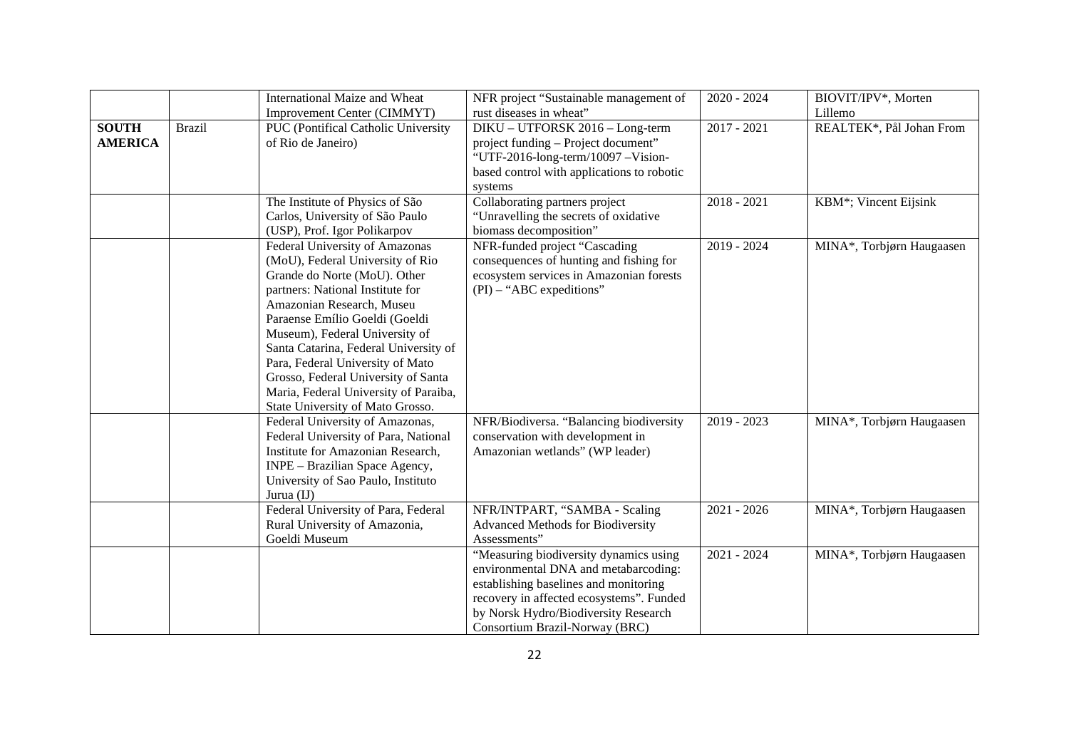| | | | | | |
|---|---|---|---|---|---|
| | | International Maize and Wheat Improvement Center (CIMMYT) | NFR project "Sustainable management of rust diseases in wheat" | 2020 - 2024 | BIOVIT/IPV*, Morten Lillemo |
| **SOUTH AMERICA** | Brazil | PUC (Pontifical Catholic University of Rio de Janeiro) | DIKU – UTFORSK 2016 – Long-term project funding – Project document" "UTF-2016-long-term/10097 –Vision-based control with applications to robotic systems | 2017 - 2021 | REALTEK*, Pål Johan From |
| | | The Institute of Physics of São Carlos, University of São Paulo (USP), Prof. Igor Polikarpov | Collaborating partners project "Unravelling the secrets of oxidative biomass decomposition" | 2018 - 2021 | KBM*; Vincent Eijsink |
| | | Federal University of Amazonas (MoU), Federal University of Rio Grande do Norte (MoU). Other partners: National Institute for Amazonian Research, Museu Paraense Emílio Goeldi (Goeldi Museum), Federal University of Santa Catarina, Federal University of Para, Federal University of Mato Grosso, Federal University of Santa Maria, Federal University of Paraiba, State University of Mato Grosso. | NFR-funded project "Cascading consequences of hunting and fishing for ecosystem services in Amazonian forests (PI) – "ABC expeditions" | 2019 - 2024 | MINA*, Torbjørn Haugaasen |
| | | Federal University of Amazonas, Federal University of Para, National Institute for Amazonian Research, INPE – Brazilian Space Agency, University of Sao Paulo, Instituto Jurua (IJ) | NFR/Biodiversa. "Balancing biodiversity conservation with development in Amazonian wetlands" (WP leader) | 2019 - 2023 | MINA*, Torbjørn Haugaasen |
| | | Federal University of Para, Federal Rural University of Amazonia, Goeldi Museum | NFR/INTPART, "SAMBA - Scaling Advanced Methods for Biodiversity Assessments" | 2021 - 2026 | MINA*, Torbjørn Haugaasen |
| | | | "Measuring biodiversity dynamics using environmental DNA and metabarcoding: establishing baselines and monitoring recovery in affected ecosystems". Funded by Norsk Hydro/Biodiversity Research Consortium Brazil-Norway (BRC) | 2021 - 2024 | MINA*, Torbjørn Haugaasen |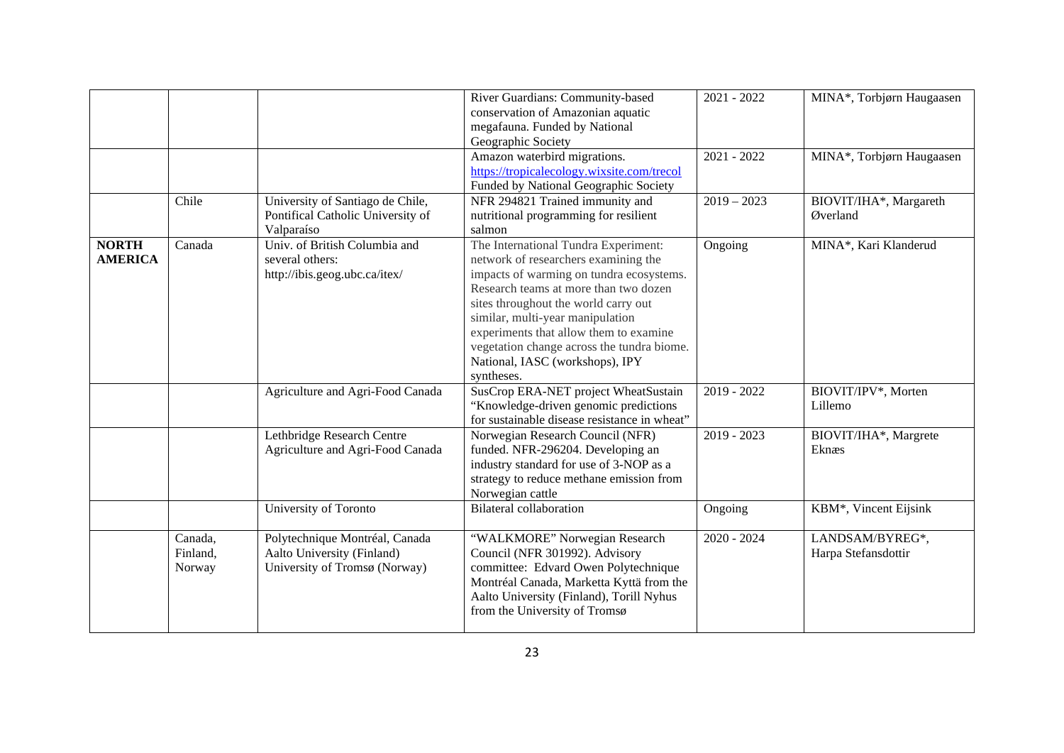| | | | | | |
|---|---|---|---|---|---|
| | | | River Guardians: Community-based conservation of Amazonian aquatic megafauna. Funded by National Geographic Society | 2021 - 2022 | MINA*, Torbjørn Haugaasen |
| | | | Amazon waterbird migrations. https://tropicalecology.wixsite.com/trecol Funded by National Geographic Society | 2021 - 2022 | MINA*, Torbjørn Haugaasen |
| | Chile | University of Santiago de Chile, Pontifical Catholic University of Valparaíso | NFR 294821 Trained immunity and nutritional programming for resilient salmon | 2019 – 2023 | BIOVIT/IHA*, Margareth Øverland |
| **NORTH AMERICA** | Canada | Univ. of British Columbia and several others: http://ibis.geog.ubc.ca/itex/ | The International Tundra Experiment: network of researchers examining the impacts of warming on tundra ecosystems. Research teams at more than two dozen sites throughout the world carry out similar, multi-year manipulation experiments that allow them to examine vegetation change across the tundra biome. National, IASC (workshops), IPY syntheses. | Ongoing | MINA*, Kari Klanderud |
| | | Agriculture and Agri-Food Canada | SusCrop ERA-NET project WheatSustain "Knowledge-driven genomic predictions for sustainable disease resistance in wheat" | 2019 - 2022 | BIOVIT/IPV*, Morten Lillemo |
| | | Lethbridge Research Centre Agriculture and Agri-Food Canada | Norwegian Research Council (NFR) funded. NFR-296204. Developing an industry standard for use of 3-NOP as a strategy to reduce methane emission from Norwegian cattle | 2019 - 2023 | BIOVIT/IHA*, Margrete Eknæs |
| | | University of Toronto | Bilateral collaboration | Ongoing | KBM*, Vincent Eijsink |
| | Canada, Finland, Norway | Polytechnique Montréal, Canada Aalto University (Finland) University of Tromsø (Norway) | "WALKMORE" Norwegian Research Council (NFR 301992). Advisory committee: Edvard Owen Polytechnique Montréal Canada, Marketta Kyttä from the Aalto University (Finland), Torill Nyhus from the University of Tromsø | 2020 - 2024 | LANDSAM/BYREG*, Harpa Stefansdottir |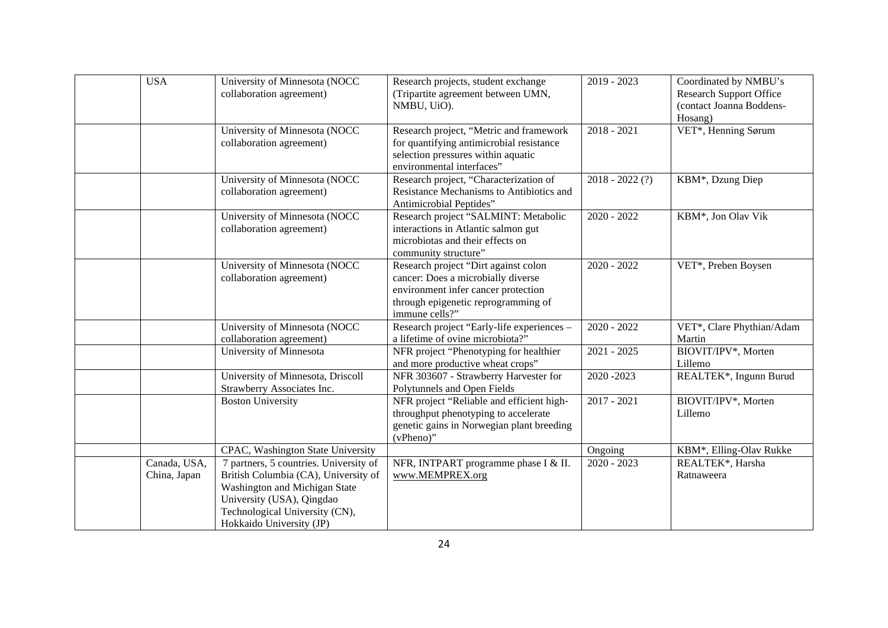| | | | | | |
|---|---|---|---|---|---|
| | USA | University of Minnesota (NOCC collaboration agreement) | Research projects, student exchange (Tripartite agreement between UMN, NMBU, UiO). | 2019 - 2023 | Coordinated by NMBU's Research Support Office (contact Joanna Boddens-Hosang) |
| | | University of Minnesota (NOCC collaboration agreement) | Research project, "Metric and framework for quantifying antimicrobial resistance selection pressures within aquatic environmental interfaces" | 2018 - 2021 | VET*, Henning Sørum |
| | | University of Minnesota (NOCC collaboration agreement) | Research project, "Characterization of Resistance Mechanisms to Antibiotics and Antimicrobial Peptides" | 2018 - 2022 (?) | KBM*, Dzung Diep |
| | | University of Minnesota (NOCC collaboration agreement) | Research project "SALMINT: Metabolic interactions in Atlantic salmon gut microbiotas and their effects on community structure" | 2020 - 2022 | KBM*, Jon Olav Vik |
| | | University of Minnesota (NOCC collaboration agreement) | Research project "Dirt against colon cancer: Does a microbially diverse environment infer cancer protection through epigenetic reprogramming of immune cells?" | 2020 - 2022 | VET*, Preben Boysen |
| | | University of Minnesota (NOCC collaboration agreement) | Research project "Early-life experiences – a lifetime of ovine microbiota?" | 2020 - 2022 | VET*, Clare Phythian/Adam Martin |
| | | University of Minnesota | NFR project "Phenotyping for healthier and more productive wheat crops" | 2021 - 2025 | BIOVIT/IPV*, Morten Lillemo |
| | | University of Minnesota, Driscoll Strawberry Associates Inc. | NFR 303607 - Strawberry Harvester for Polytunnels and Open Fields | 2020 -2023 | REALTEK*, Ingunn Burud |
| | | Boston University | NFR project "Reliable and efficient high-throughput phenotyping to accelerate genetic gains in Norwegian plant breeding (vPheno)" | 2017 - 2021 | BIOVIT/IPV*, Morten Lillemo |
| | | CPAC, Washington State University | | Ongoing | KBM*, Elling-Olav Rukke |
| | Canada, USA, China, Japan | 7 partners, 5 countries. University of British Columbia (CA), University of Washington and Michigan State University (USA), Qingdao Technological University (CN), Hokkaido University (JP) | NFR, INTPART programme phase I & II. www.MEMPREX.org | 2020 - 2023 | REALTEK*, Harsha Ratnaweera |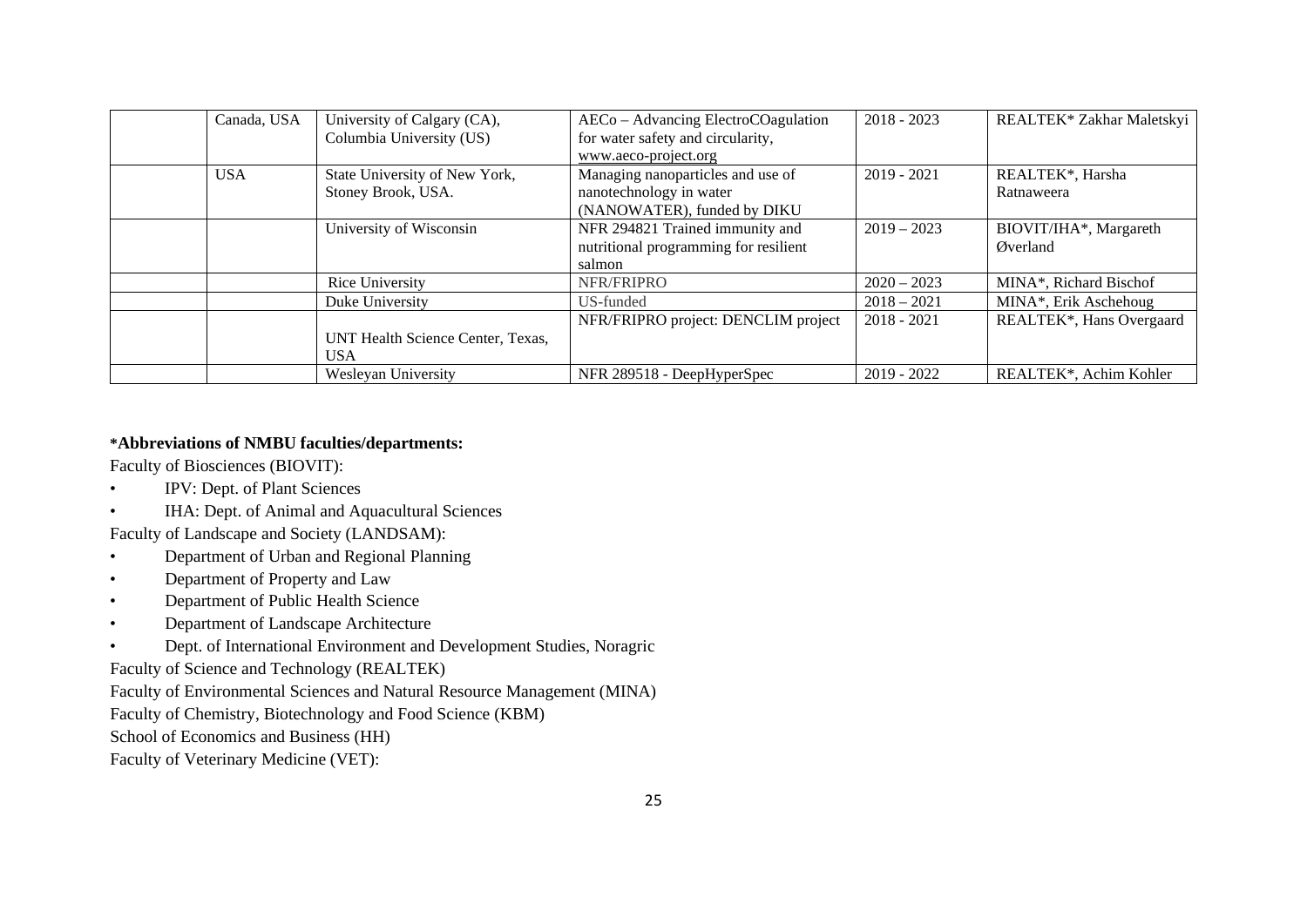|  | Canada, USA | University of Calgary (CA), Columbia University (US) | AECo – Advancing ElectroCOagulation for water safety and circularity, www.aeco-project.org | 2018 - 2023 | REALTEK* Zakhar Maletskyi |
|---|---|---|---|---|---|
|  | USA | State University of New York, Stoney Brook, USA. | Managing nanoparticles and use of nanotechnology in water (NANOWATER), funded by DIKU | 2019 - 2021 | REALTEK*, Harsha Ratnaweera |
|  |  | University of Wisconsin | NFR 294821 Trained immunity and nutritional programming for resilient salmon | 2019 – 2023 | BIOVIT/IHA*, Margareth Øverland |
|  |  | Rice University | NFR/FRIPRO | 2020 – 2023 | MINA*, Richard Bischof |
|  |  | Duke University | US-funded | 2018 – 2021 | MINA*, Erik Aschehoug |
|  |  | UNT Health Science Center, Texas, USA | NFR/FRIPRO project: DENCLIM project | 2018 - 2021 | REALTEK*, Hans Overgaard |
|  |  | Wesleyan University | NFR 289518 - DeepHyperSpec | 2019 - 2022 | REALTEK*, Achim Kohler |

**\*Abbreviations of NMBU faculties/departments:**

Faculty of Biosciences (BIOVIT):

- IPV: Dept. of Plant Sciences
- IHA: Dept. of Animal and Aquacultural Sciences

Faculty of Landscape and Society (LANDSAM):

- Department of Urban and Regional Planning
- Department of Property and Law
- Department of Public Health Science
- Department of Landscape Architecture
- Dept. of International Environment and Development Studies, Noragric

Faculty of Science and Technology (REALTEK)

Faculty of Environmental Sciences and Natural Resource Management (MINA)

Faculty of Chemistry, Biotechnology and Food Science (KBM)

School of Economics and Business (HH)

Faculty of Veterinary Medicine (VET):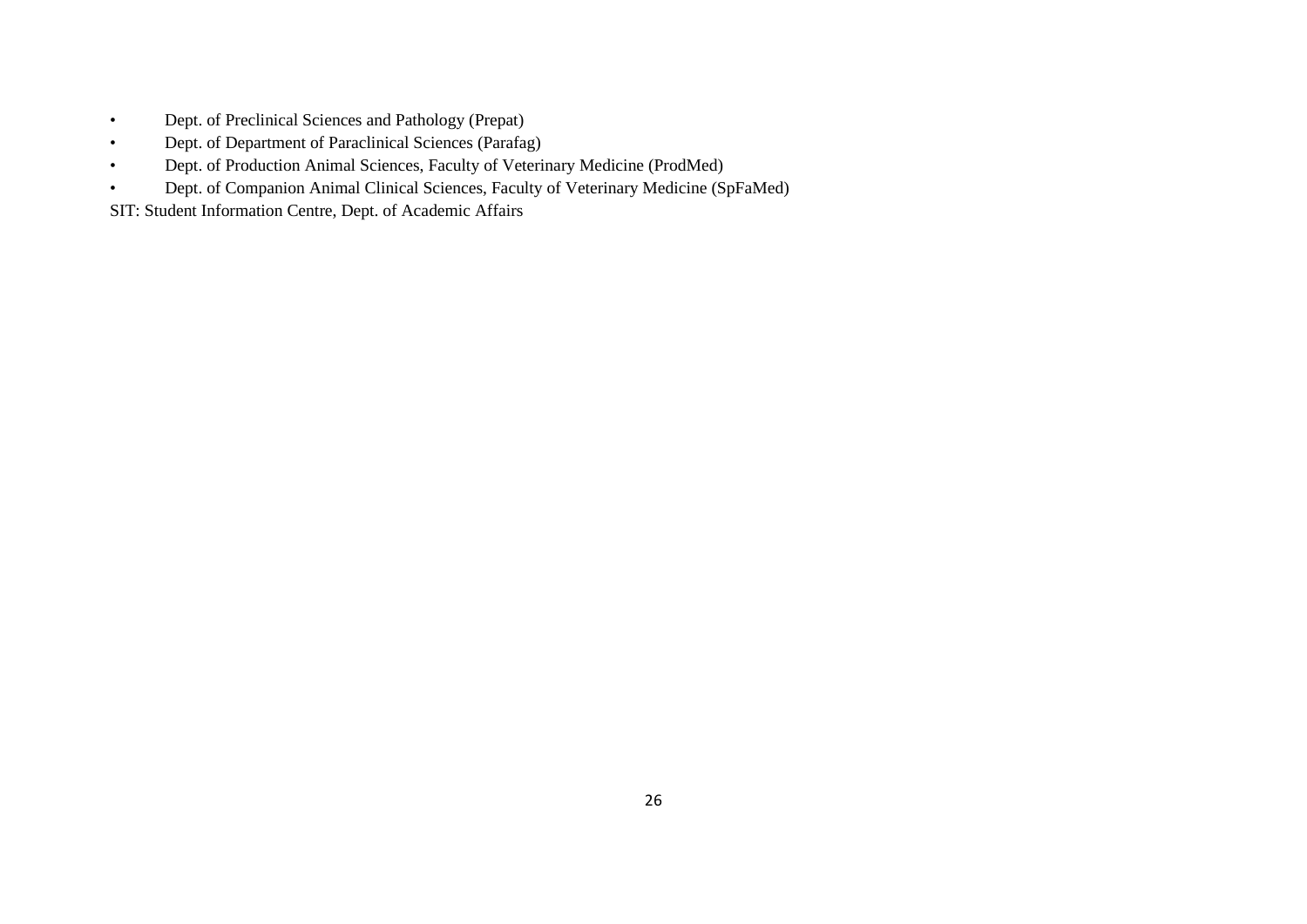- Dept. of Preclinical Sciences and Pathology (Prepat)
- Dept. of Department of Paraclinical Sciences (Parafag)
- Dept. of Production Animal Sciences, Faculty of Veterinary Medicine (ProdMed)
- Dept. of Companion Animal Clinical Sciences, Faculty of Veterinary Medicine (SpFaMed)

SIT: Student Information Centre, Dept. of Academic Affairs